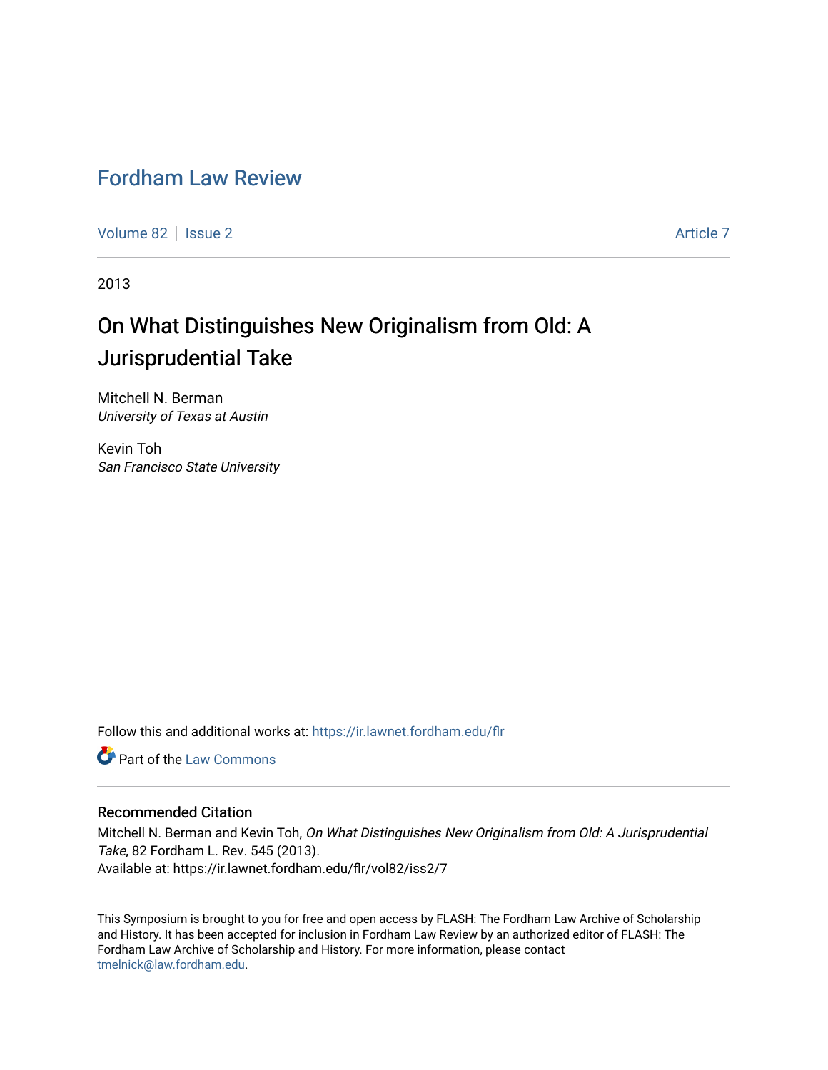# Fordham Law Review

Volume 82 | Issue 2 | Article 7

2013

## On What Distinguishes New Originalism from Old: A Jurisprudential Take

Mitchell N. Berman
*University of Texas at Austin*

Kevin Toh
*San Francisco State University*

Follow this and additional works at: https://ir.lawnet.fordham.edu/flr

Part of the Law Commons

### Recommended Citation

Mitchell N. Berman and Kevin Toh, *On What Distinguishes New Originalism from Old: A Jurisprudential Take*, 82 Fordham L. Rev. 545 (2013).
Available at: https://ir.lawnet.fordham.edu/flr/vol82/iss2/7

This Symposium is brought to you for free and open access by FLASH: The Fordham Law Archive of Scholarship and History. It has been accepted for inclusion in Fordham Law Review by an authorized editor of FLASH: The Fordham Law Archive of Scholarship and History. For more information, please contact tmelnick@law.fordham.edu.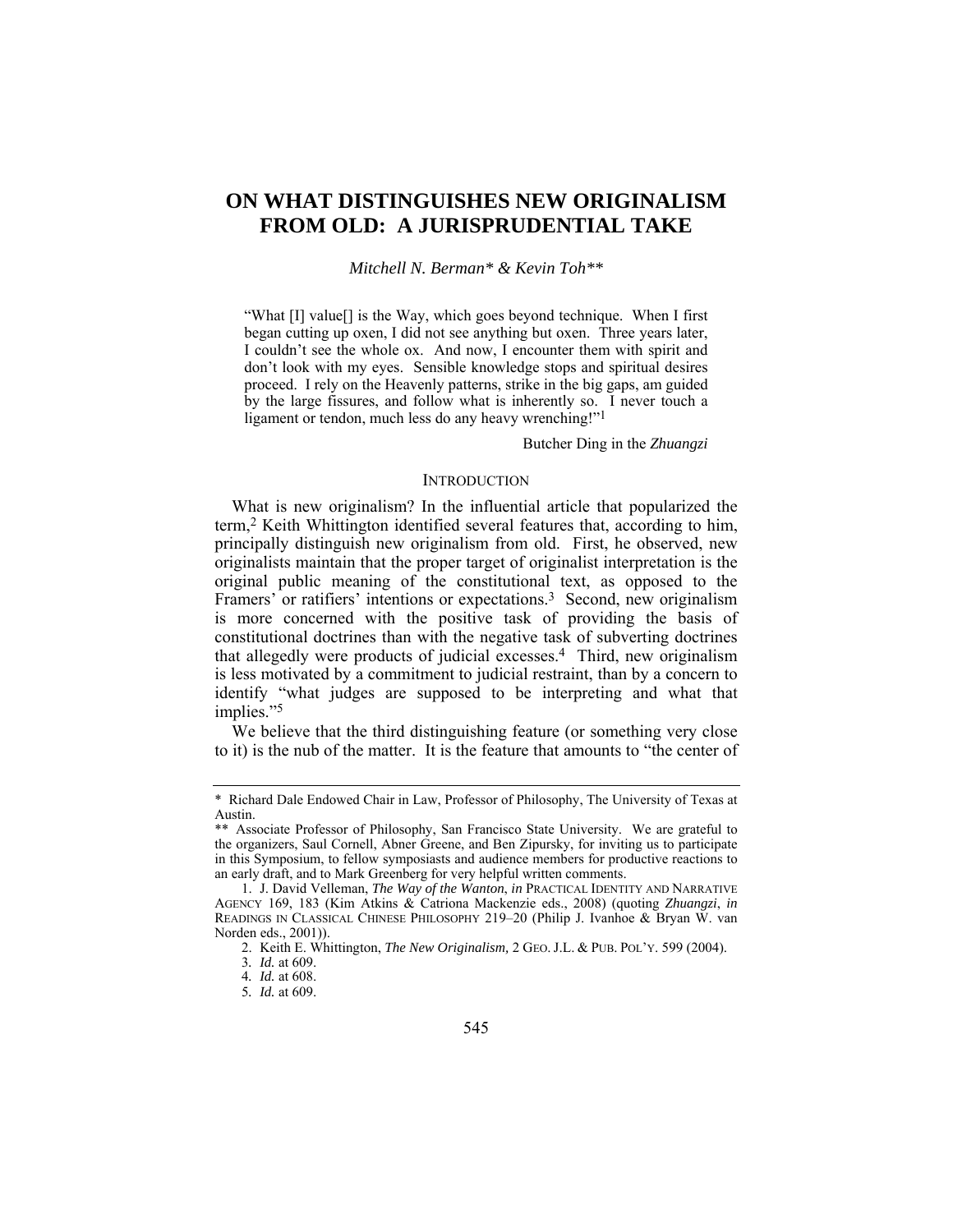# ON WHAT DISTINGUISHES NEW ORIGINALISM FROM OLD: A JURISPRUDENTIAL TAKE

*Mitchell N. Berman\* & Kevin Toh\*\**

> "What [I] value[] is the Way, which goes beyond technique. When I first began cutting up oxen, I did not see anything but oxen. Three years later, I couldn't see the whole ox. And now, I encounter them with spirit and don't look with my eyes. Sensible knowledge stops and spiritual desires proceed. I rely on the Heavenly patterns, strike in the big gaps, am guided by the large fissures, and follow what is inherently so. I never touch a ligament or tendon, much less do any heavy wrenching!"[1]
>
> Butcher Ding in the *Zhuangzi*

## INTRODUCTION

What is new originalism? In the influential article that popularized the term,[2] Keith Whittington identified several features that, according to him, principally distinguish new originalism from old. First, he observed, new originalists maintain that the proper target of originalist interpretation is the original public meaning of the constitutional text, as opposed to the Framers' or ratifiers' intentions or expectations.[3] Second, new originalism is more concerned with the positive task of providing the basis of constitutional doctrines than with the negative task of subverting doctrines that allegedly were products of judicial excesses.[4] Third, new originalism is less motivated by a commitment to judicial restraint, than by a concern to identify "what judges are supposed to be interpreting and what that implies."[5]

We believe that the third distinguishing feature (or something very close to it) is the nub of the matter. It is the feature that amounts to "the center of

---

\* Richard Dale Endowed Chair in Law, Professor of Philosophy, The University of Texas at Austin.

\*\* Associate Professor of Philosophy, San Francisco State University. We are grateful to the organizers, Saul Cornell, Abner Greene, and Ben Zipursky, for inviting us to participate in this Symposium, to fellow symposiasts and audience members for productive reactions to an early draft, and to Mark Greenberg for very helpful written comments.

1. J. David Velleman, *The Way of the Wanton*, *in* PRACTICAL IDENTITY AND NARRATIVE AGENCY 169, 183 (Kim Atkins & Catriona Mackenzie eds., 2008) (quoting *Zhuangzi*, *in* READINGS IN CLASSICAL CHINESE PHILOSOPHY 219–20 (Philip J. Ivanhoe & Bryan W. van Norden eds., 2001)).

2. Keith E. Whittington, *The New Originalism,* 2 GEO. J.L. & PUB. POL'Y. 599 (2004).

3. *Id.* at 609.

4. *Id.* at 608.

5. *Id.* at 609.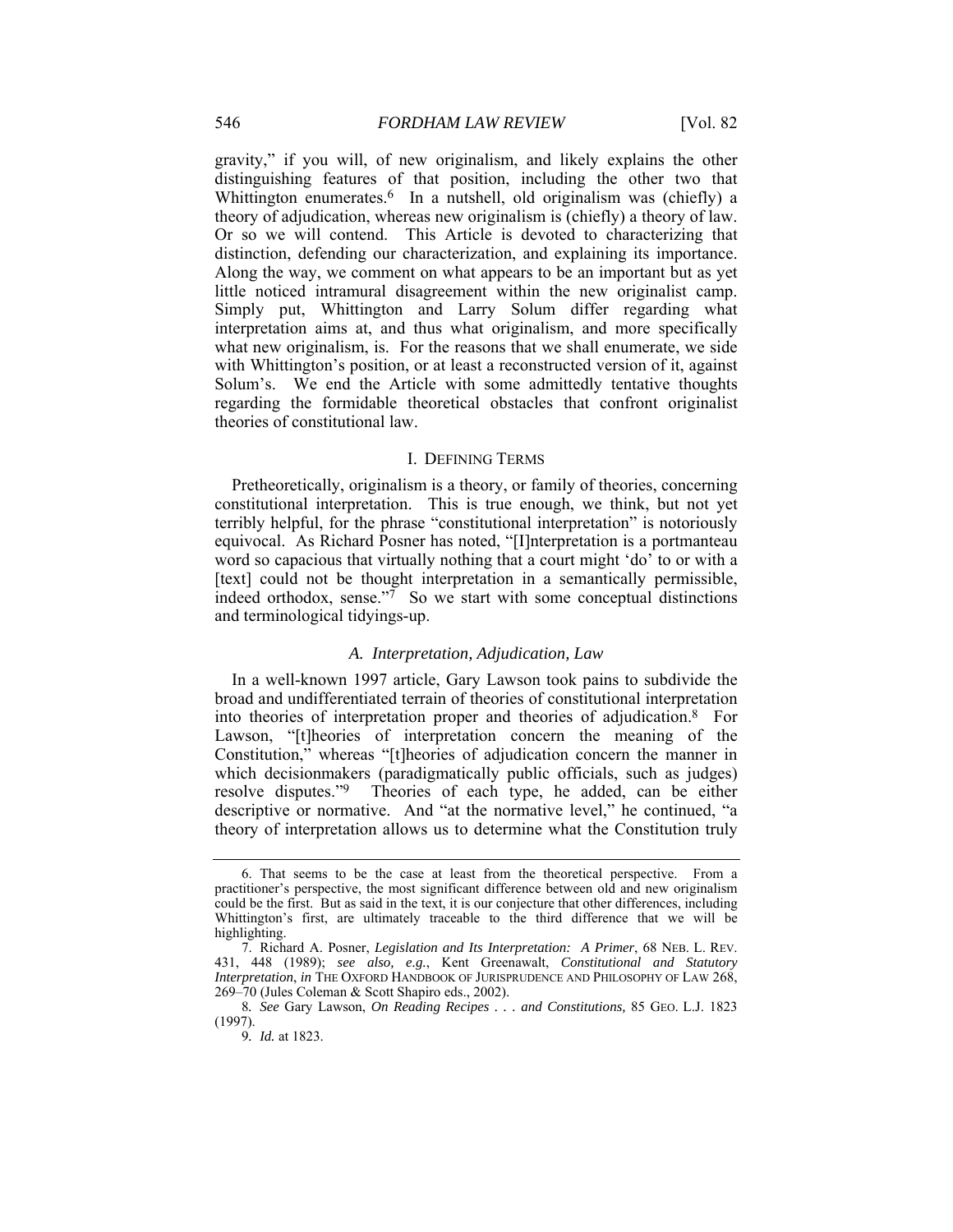gravity," if you will, of new originalism, and likely explains the other distinguishing features of that position, including the other two that Whittington enumerates.[6] In a nutshell, old originalism was (chiefly) a theory of adjudication, whereas new originalism is (chiefly) a theory of law. Or so we will contend. This Article is devoted to characterizing that distinction, defending our characterization, and explaining its importance. Along the way, we comment on what appears to be an important but as yet little noticed intramural disagreement within the new originalist camp. Simply put, Whittington and Larry Solum differ regarding what interpretation aims at, and thus what originalism, and more specifically what new originalism, is. For the reasons that we shall enumerate, we side with Whittington's position, or at least a reconstructed version of it, against Solum's. We end the Article with some admittedly tentative thoughts regarding the formidable theoretical obstacles that confront originalist theories of constitutional law.

## I. DEFINING TERMS

Pretheoretically, originalism is a theory, or family of theories, concerning constitutional interpretation. This is true enough, we think, but not yet terribly helpful, for the phrase "constitutional interpretation" is notoriously equivocal. As Richard Posner has noted, "[I]nterpretation is a portmanteau word so capacious that virtually nothing that a court might 'do' to or with a [text] could not be thought interpretation in a semantically permissible, indeed orthodox, sense."[7] So we start with some conceptual distinctions and terminological tidyings-up.

### *A. Interpretation, Adjudication, Law*

In a well-known 1997 article, Gary Lawson took pains to subdivide the broad and undifferentiated terrain of theories of constitutional interpretation into theories of interpretation proper and theories of adjudication.[8] For Lawson, "[t]heories of interpretation concern the meaning of the Constitution," whereas "[t]heories of adjudication concern the manner in which decisionmakers (paradigmatically public officials, such as judges) resolve disputes."[9] Theories of each type, he added, can be either descriptive or normative. And "at the normative level," he continued, "a theory of interpretation allows us to determine what the Constitution truly

---

6. That seems to be the case at least from the theoretical perspective. From a practitioner's perspective, the most significant difference between old and new originalism could be the first. But as said in the text, it is our conjecture that other differences, including Whittington's first, are ultimately traceable to the third difference that we will be highlighting.

7. Richard A. Posner, *Legislation and Its Interpretation: A Primer*, 68 NEB. L. REV. 431, 448 (1989); *see also, e.g.*, Kent Greenawalt, *Constitutional and Statutory Interpretation*, *in* THE OXFORD HANDBOOK OF JURISPRUDENCE AND PHILOSOPHY OF LAW 268, 269–70 (Jules Coleman & Scott Shapiro eds., 2002).

8. *See* Gary Lawson, *On Reading Recipes . . . and Constitutions,* 85 GEO. L.J. 1823 (1997).

9. *Id.* at 1823.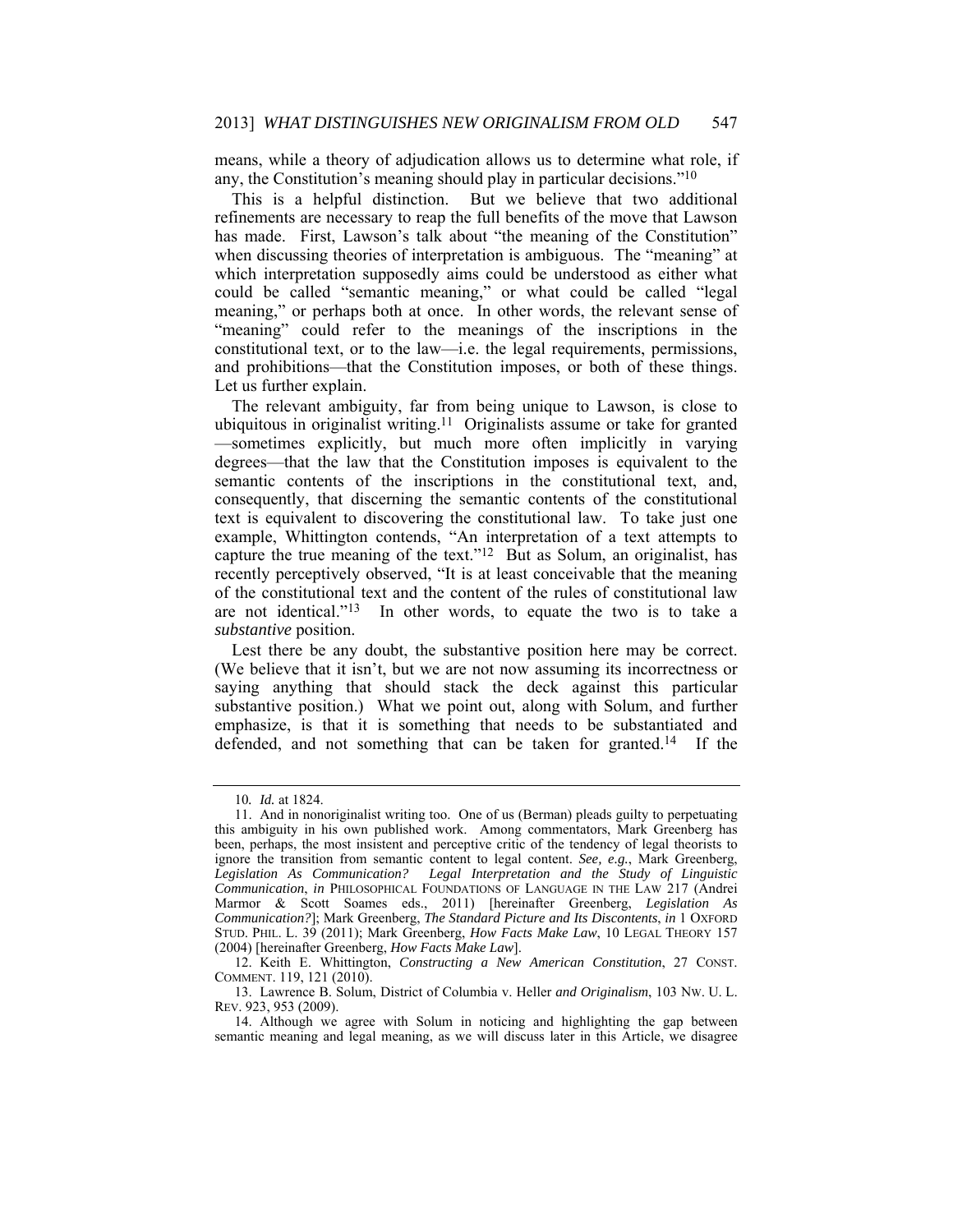means, while a theory of adjudication allows us to determine what role, if any, the Constitution's meaning should play in particular decisions."[10]

This is a helpful distinction. But we believe that two additional refinements are necessary to reap the full benefits of the move that Lawson has made. First, Lawson's talk about "the meaning of the Constitution" when discussing theories of interpretation is ambiguous. The "meaning" at which interpretation supposedly aims could be understood as either what could be called "semantic meaning," or what could be called "legal meaning," or perhaps both at once. In other words, the relevant sense of "meaning" could refer to the meanings of the inscriptions in the constitutional text, or to the law—i.e. the legal requirements, permissions, and prohibitions—that the Constitution imposes, or both of these things. Let us further explain.

The relevant ambiguity, far from being unique to Lawson, is close to ubiquitous in originalist writing.[11] Originalists assume or take for granted —sometimes explicitly, but much more often implicitly in varying degrees—that the law that the Constitution imposes is equivalent to the semantic contents of the inscriptions in the constitutional text, and, consequently, that discerning the semantic contents of the constitutional text is equivalent to discovering the constitutional law. To take just one example, Whittington contends, "An interpretation of a text attempts to capture the true meaning of the text."[12] But as Solum, an originalist, has recently perceptively observed, "It is at least conceivable that the meaning of the constitutional text and the content of the rules of constitutional law are not identical."[13] In other words, to equate the two is to take a *substantive* position.

Lest there be any doubt, the substantive position here may be correct. (We believe that it isn't, but we are not now assuming its incorrectness or saying anything that should stack the deck against this particular substantive position.) What we point out, along with Solum, and further emphasize, is that it is something that needs to be substantiated and defended, and not something that can be taken for granted.[14] If the

---

10. *Id.* at 1824.

11. And in nonoriginalist writing too. One of us (Berman) pleads guilty to perpetuating this ambiguity in his own published work. Among commentators, Mark Greenberg has been, perhaps, the most insistent and perceptive critic of the tendency of legal theorists to ignore the transition from semantic content to legal content. *See, e.g.*, Mark Greenberg, *Legislation As Communication? Legal Interpretation and the Study of Linguistic Communication*, *in* PHILOSOPHICAL FOUNDATIONS OF LANGUAGE IN THE LAW 217 (Andrei Marmor & Scott Soames eds., 2011) [hereinafter Greenberg, *Legislation As Communication?*]; Mark Greenberg, *The Standard Picture and Its Discontents*, *in* 1 OXFORD STUD. PHIL. L. 39 (2011); Mark Greenberg, *How Facts Make Law*, 10 LEGAL THEORY 157 (2004) [hereinafter Greenberg, *How Facts Make Law*].

12. Keith E. Whittington, *Constructing a New American Constitution*, 27 CONST. COMMENT. 119, 121 (2010).

13. Lawrence B. Solum, District of Columbia v. Heller *and Originalism*, 103 NW. U. L. REV. 923, 953 (2009).

14. Although we agree with Solum in noticing and highlighting the gap between semantic meaning and legal meaning, as we will discuss later in this Article, we disagree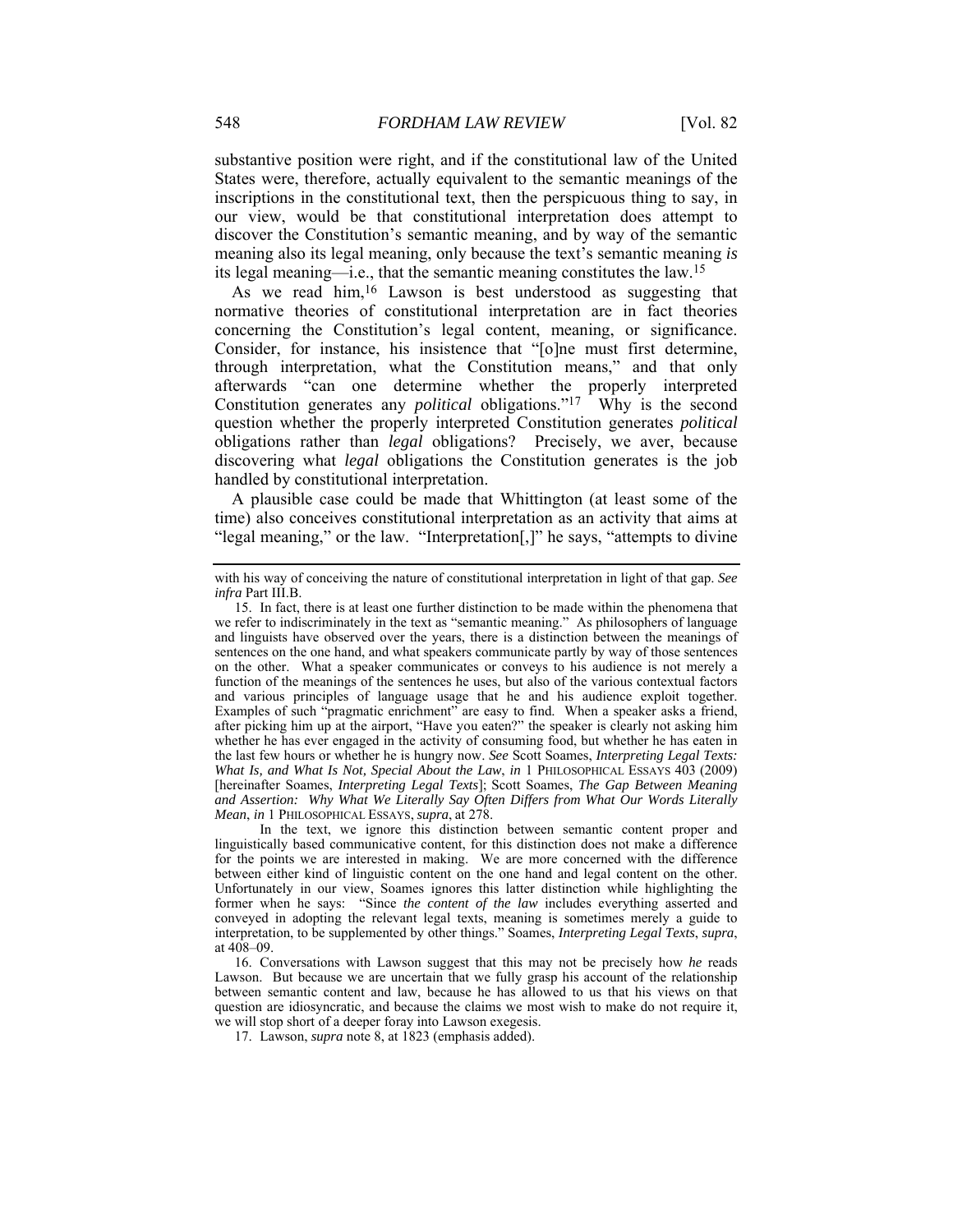substantive position were right, and if the constitutional law of the United States were, therefore, actually equivalent to the semantic meanings of the inscriptions in the constitutional text, then the perspicuous thing to say, in our view, would be that constitutional interpretation does attempt to discover the Constitution's semantic meaning, and by way of the semantic meaning also its legal meaning, only because the text's semantic meaning *is* its legal meaning—i.e., that the semantic meaning constitutes the law.[15]

As we read him,[16] Lawson is best understood as suggesting that normative theories of constitutional interpretation are in fact theories concerning the Constitution's legal content, meaning, or significance. Consider, for instance, his insistence that "[o]ne must first determine, through interpretation, what the Constitution means," and that only afterwards "can one determine whether the properly interpreted Constitution generates any *political* obligations."[17] Why is the second question whether the properly interpreted Constitution generates *political* obligations rather than *legal* obligations? Precisely, we aver, because discovering what *legal* obligations the Constitution generates is the job handled by constitutional interpretation.

A plausible case could be made that Whittington (at least some of the time) also conceives constitutional interpretation as an activity that aims at "legal meaning," or the law. "Interpretation[,]" he says, "attempts to divine

---

with his way of conceiving the nature of constitutional interpretation in light of that gap. *See infra* Part III.B.

15. In fact, there is at least one further distinction to be made within the phenomena that we refer to indiscriminately in the text as "semantic meaning." As philosophers of language and linguists have observed over the years, there is a distinction between the meanings of sentences on the one hand, and what speakers communicate partly by way of those sentences on the other. What a speaker communicates or conveys to his audience is not merely a function of the meanings of the sentences he uses, but also of the various contextual factors and various principles of language usage that he and his audience exploit together. Examples of such "pragmatic enrichment" are easy to find. When a speaker asks a friend, after picking him up at the airport, "Have you eaten?" the speaker is clearly not asking him whether he has ever engaged in the activity of consuming food, but whether he has eaten in the last few hours or whether he is hungry now. *See* Scott Soames, *Interpreting Legal Texts: What Is, and What Is Not, Special About the Law*, *in* 1 PHILOSOPHICAL ESSAYS 403 (2009) [hereinafter Soames, *Interpreting Legal Texts*]; Scott Soames, *The Gap Between Meaning and Assertion: Why What We Literally Say Often Differs from What Our Words Literally Mean*, *in* 1 PHILOSOPHICAL ESSAYS, *supra*, at 278.

In the text, we ignore this distinction between semantic content proper and linguistically based communicative content, for this distinction does not make a difference for the points we are interested in making. We are more concerned with the difference between either kind of linguistic content on the one hand and legal content on the other. Unfortunately in our view, Soames ignores this latter distinction while highlighting the former when he says: "Since *the content of the law* includes everything asserted and conveyed in adopting the relevant legal texts, meaning is sometimes merely a guide to interpretation, to be supplemented by other things." Soames, *Interpreting Legal Texts*, *supra*, at 408–09.

16. Conversations with Lawson suggest that this may not be precisely how *he* reads Lawson. But because we are uncertain that we fully grasp his account of the relationship between semantic content and law, because he has allowed to us that his views on that question are idiosyncratic, and because the claims we most wish to make do not require it, we will stop short of a deeper foray into Lawson exegesis.

17. Lawson, *supra* note 8, at 1823 (emphasis added).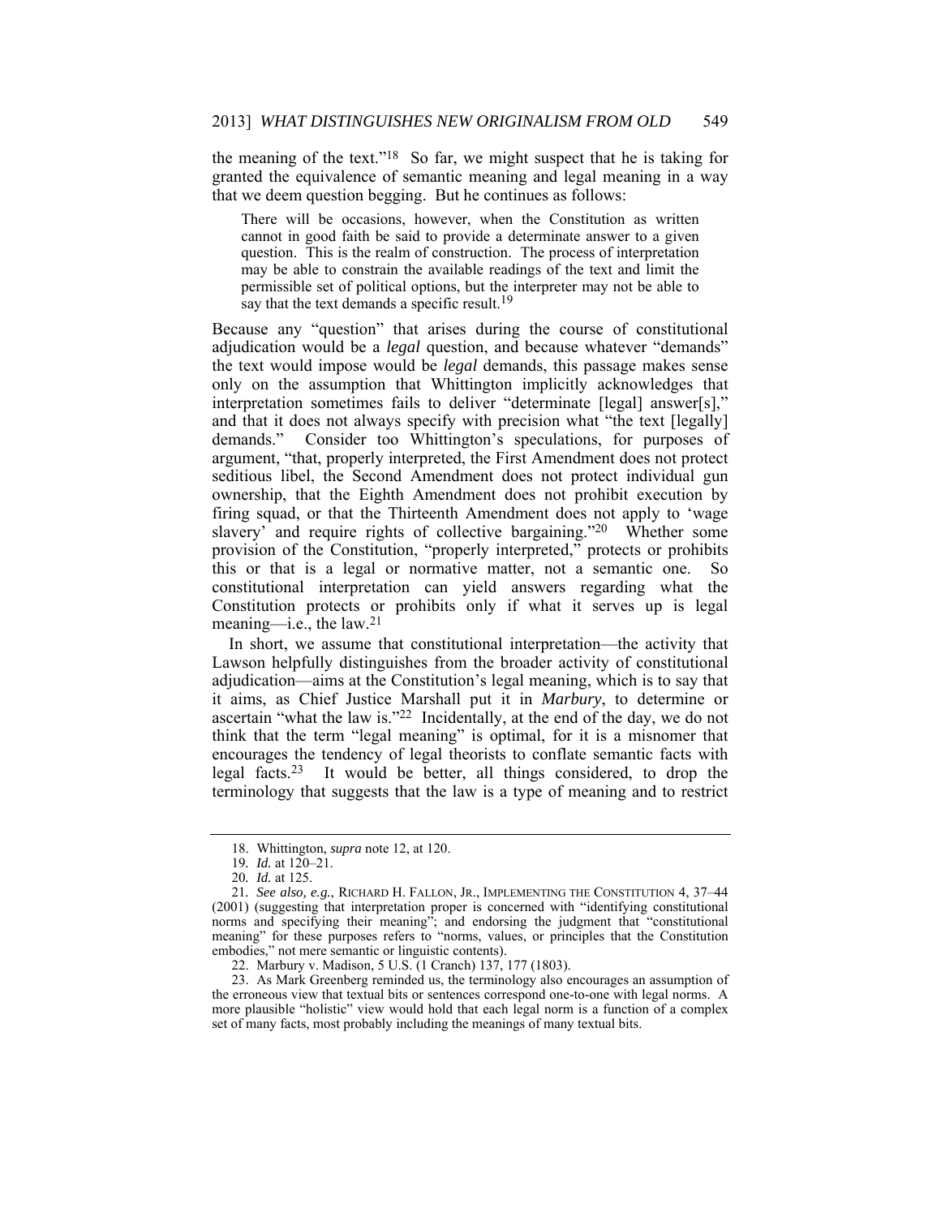the meaning of the text."[18] So far, we might suspect that he is taking for granted the equivalence of semantic meaning and legal meaning in a way that we deem question begging. But he continues as follows:

> There will be occasions, however, when the Constitution as written cannot in good faith be said to provide a determinate answer to a given question. This is the realm of construction. The process of interpretation may be able to constrain the available readings of the text and limit the permissible set of political options, but the interpreter may not be able to say that the text demands a specific result.[19]

Because any "question" that arises during the course of constitutional adjudication would be a *legal* question, and because whatever "demands" the text would impose would be *legal* demands, this passage makes sense only on the assumption that Whittington implicitly acknowledges that interpretation sometimes fails to deliver "determinate [legal] answer[s]," and that it does not always specify with precision what "the text [legally] demands." Consider too Whittington's speculations, for purposes of argument, "that, properly interpreted, the First Amendment does not protect seditious libel, the Second Amendment does not protect individual gun ownership, that the Eighth Amendment does not prohibit execution by firing squad, or that the Thirteenth Amendment does not apply to 'wage slavery' and require rights of collective bargaining."[20] Whether some provision of the Constitution, "properly interpreted," protects or prohibits this or that is a legal or normative matter, not a semantic one. So constitutional interpretation can yield answers regarding what the Constitution protects or prohibits only if what it serves up is legal meaning—i.e., the law.[21]

In short, we assume that constitutional interpretation—the activity that Lawson helpfully distinguishes from the broader activity of constitutional adjudication—aims at the Constitution's legal meaning, which is to say that it aims, as Chief Justice Marshall put it in *Marbury*, to determine or ascertain "what the law is."[22] Incidentally, at the end of the day, we do not think that the term "legal meaning" is optimal, for it is a misnomer that encourages the tendency of legal theorists to conflate semantic facts with legal facts.[23] It would be better, all things considered, to drop the terminology that suggests that the law is a type of meaning and to restrict

---

18. Whittington, *supra* note 12, at 120.

19. *Id.* at 120–21.

20. *Id.* at 125.

21. *See also, e.g.*, RICHARD H. FALLON, JR., IMPLEMENTING THE CONSTITUTION 4, 37–44 (2001) (suggesting that interpretation proper is concerned with "identifying constitutional norms and specifying their meaning"; and endorsing the judgment that "constitutional meaning" for these purposes refers to "norms, values, or principles that the Constitution embodies," not mere semantic or linguistic contents).

22. Marbury v. Madison, 5 U.S. (1 Cranch) 137, 177 (1803).

23. As Mark Greenberg reminded us, the terminology also encourages an assumption of the erroneous view that textual bits or sentences correspond one-to-one with legal norms. A more plausible "holistic" view would hold that each legal norm is a function of a complex set of many facts, most probably including the meanings of many textual bits.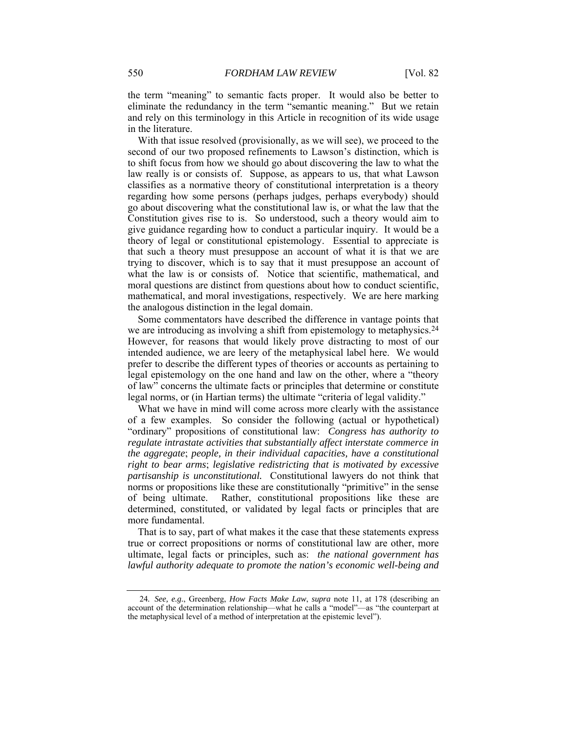the term "meaning" to semantic facts proper. It would also be better to eliminate the redundancy in the term "semantic meaning." But we retain and rely on this terminology in this Article in recognition of its wide usage in the literature.

With that issue resolved (provisionally, as we will see), we proceed to the second of our two proposed refinements to Lawson's distinction, which is to shift focus from how we should go about discovering the law to what the law really is or consists of. Suppose, as appears to us, that what Lawson classifies as a normative theory of constitutional interpretation is a theory regarding how some persons (perhaps judges, perhaps everybody) should go about discovering what the constitutional law is, or what the law that the Constitution gives rise to is. So understood, such a theory would aim to give guidance regarding how to conduct a particular inquiry. It would be a theory of legal or constitutional epistemology. Essential to appreciate is that such a theory must presuppose an account of what it is that we are trying to discover, which is to say that it must presuppose an account of what the law is or consists of. Notice that scientific, mathematical, and moral questions are distinct from questions about how to conduct scientific, mathematical, and moral investigations, respectively. We are here marking the analogous distinction in the legal domain.

Some commentators have described the difference in vantage points that we are introducing as involving a shift from epistemology to metaphysics.[24] However, for reasons that would likely prove distracting to most of our intended audience, we are leery of the metaphysical label here. We would prefer to describe the different types of theories or accounts as pertaining to legal epistemology on the one hand and law on the other, where a "theory of law" concerns the ultimate facts or principles that determine or constitute legal norms, or (in Hartian terms) the ultimate "criteria of legal validity."

What we have in mind will come across more clearly with the assistance of a few examples. So consider the following (actual or hypothetical) "ordinary" propositions of constitutional law: *Congress has authority to regulate intrastate activities that substantially affect interstate commerce in the aggregate*; *people, in their individual capacities, have a constitutional right to bear arms*; *legislative redistricting that is motivated by excessive partisanship is unconstitutional.* Constitutional lawyers do not think that norms or propositions like these are constitutionally "primitive" in the sense of being ultimate. Rather, constitutional propositions like these are determined, constituted, or validated by legal facts or principles that are more fundamental.

That is to say, part of what makes it the case that these statements express true or correct propositions or norms of constitutional law are other, more ultimate, legal facts or principles, such as: *the national government has lawful authority adequate to promote the nation's economic well-being and*

---

24. *See, e.g.*, Greenberg, *How Facts Make Law*, *supra* note 11, at 178 (describing an account of the determination relationship—what he calls a "model"—as "the counterpart at the metaphysical level of a method of interpretation at the epistemic level").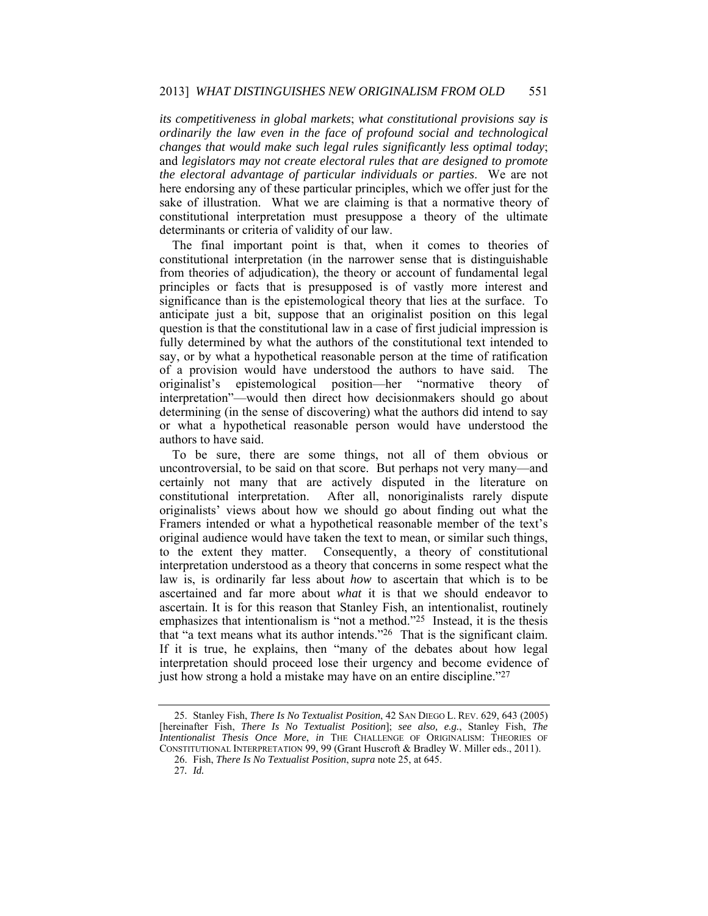*its competitiveness in global markets*; *what constitutional provisions say is ordinarily the law even in the face of profound social and technological changes that would make such legal rules significantly less optimal today*; and *legislators may not create electoral rules that are designed to promote the electoral advantage of particular individuals or parties*. We are not here endorsing any of these particular principles, which we offer just for the sake of illustration. What we are claiming is that a normative theory of constitutional interpretation must presuppose a theory of the ultimate determinants or criteria of validity of our law.

The final important point is that, when it comes to theories of constitutional interpretation (in the narrower sense that is distinguishable from theories of adjudication), the theory or account of fundamental legal principles or facts that is presupposed is of vastly more interest and significance than is the epistemological theory that lies at the surface. To anticipate just a bit, suppose that an originalist position on this legal question is that the constitutional law in a case of first judicial impression is fully determined by what the authors of the constitutional text intended to say, or by what a hypothetical reasonable person at the time of ratification of a provision would have understood the authors to have said. The originalist's epistemological position—her "normative theory of interpretation"—would then direct how decisionmakers should go about determining (in the sense of discovering) what the authors did intend to say or what a hypothetical reasonable person would have understood the authors to have said.

To be sure, there are some things, not all of them obvious or uncontroversial, to be said on that score. But perhaps not very many—and certainly not many that are actively disputed in the literature on constitutional interpretation. After all, nonoriginalists rarely dispute originalists' views about how we should go about finding out what the Framers intended or what a hypothetical reasonable member of the text's original audience would have taken the text to mean, or similar such things, to the extent they matter. Consequently, a theory of constitutional interpretation understood as a theory that concerns in some respect what the law is, is ordinarily far less about *how* to ascertain that which is to be ascertained and far more about *what* it is that we should endeavor to ascertain. It is for this reason that Stanley Fish, an intentionalist, routinely emphasizes that intentionalism is "not a method."[25] Instead, it is the thesis that "a text means what its author intends."[26] That is the significant claim. If it is true, he explains, then "many of the debates about how legal interpretation should proceed lose their urgency and become evidence of just how strong a hold a mistake may have on an entire discipline."[27]

---

25. Stanley Fish, *There Is No Textualist Position*, 42 SAN DIEGO L. REV. 629, 643 (2005) [hereinafter Fish, *There Is No Textualist Position*]; *see also, e.g.*, Stanley Fish, *The Intentionalist Thesis Once More*, *in* THE CHALLENGE OF ORIGINALISM: THEORIES OF CONSTITUTIONAL INTERPRETATION 99, 99 (Grant Huscroft & Bradley W. Miller eds., 2011).

26. Fish, *There Is No Textualist Position*, *supra* note 25, at 645.

27. *Id.*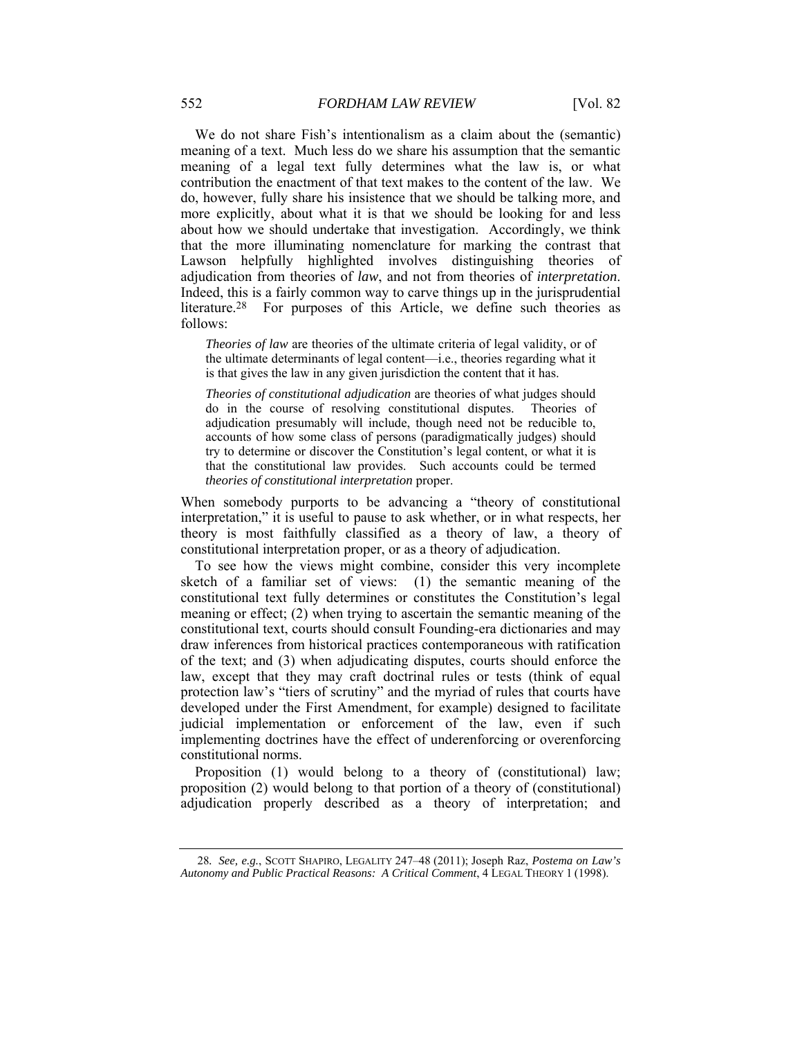We do not share Fish's intentionalism as a claim about the (semantic) meaning of a text. Much less do we share his assumption that the semantic meaning of a legal text fully determines what the law is, or what contribution the enactment of that text makes to the content of the law. We do, however, fully share his insistence that we should be talking more, and more explicitly, about what it is that we should be looking for and less about how we should undertake that investigation. Accordingly, we think that the more illuminating nomenclature for marking the contrast that Lawson helpfully highlighted involves distinguishing theories of adjudication from theories of *law*, and not from theories of *interpretation*. Indeed, this is a fairly common way to carve things up in the jurisprudential literature.[28] For purposes of this Article, we define such theories as follows:

> *Theories of law* are theories of the ultimate criteria of legal validity, or of the ultimate determinants of legal content—i.e., theories regarding what it is that gives the law in any given jurisdiction the content that it has.
>
> *Theories of constitutional adjudication* are theories of what judges should do in the course of resolving constitutional disputes. Theories of adjudication presumably will include, though need not be reducible to, accounts of how some class of persons (paradigmatically judges) should try to determine or discover the Constitution's legal content, or what it is that the constitutional law provides. Such accounts could be termed *theories of constitutional interpretation* proper.

When somebody purports to be advancing a "theory of constitutional interpretation," it is useful to pause to ask whether, or in what respects, her theory is most faithfully classified as a theory of law, a theory of constitutional interpretation proper, or as a theory of adjudication.

To see how the views might combine, consider this very incomplete sketch of a familiar set of views: (1) the semantic meaning of the constitutional text fully determines or constitutes the Constitution's legal meaning or effect; (2) when trying to ascertain the semantic meaning of the constitutional text, courts should consult Founding-era dictionaries and may draw inferences from historical practices contemporaneous with ratification of the text; and (3) when adjudicating disputes, courts should enforce the law, except that they may craft doctrinal rules or tests (think of equal protection law's "tiers of scrutiny" and the myriad of rules that courts have developed under the First Amendment, for example) designed to facilitate judicial implementation or enforcement of the law, even if such implementing doctrines have the effect of underenforcing or overenforcing constitutional norms.

Proposition (1) would belong to a theory of (constitutional) law; proposition (2) would belong to that portion of a theory of (constitutional) adjudication properly described as a theory of interpretation; and

---

28. *See, e.g.*, SCOTT SHAPIRO, LEGALITY 247–48 (2011); Joseph Raz, *Postema on Law's Autonomy and Public Practical Reasons: A Critical Comment*, 4 LEGAL THEORY 1 (1998).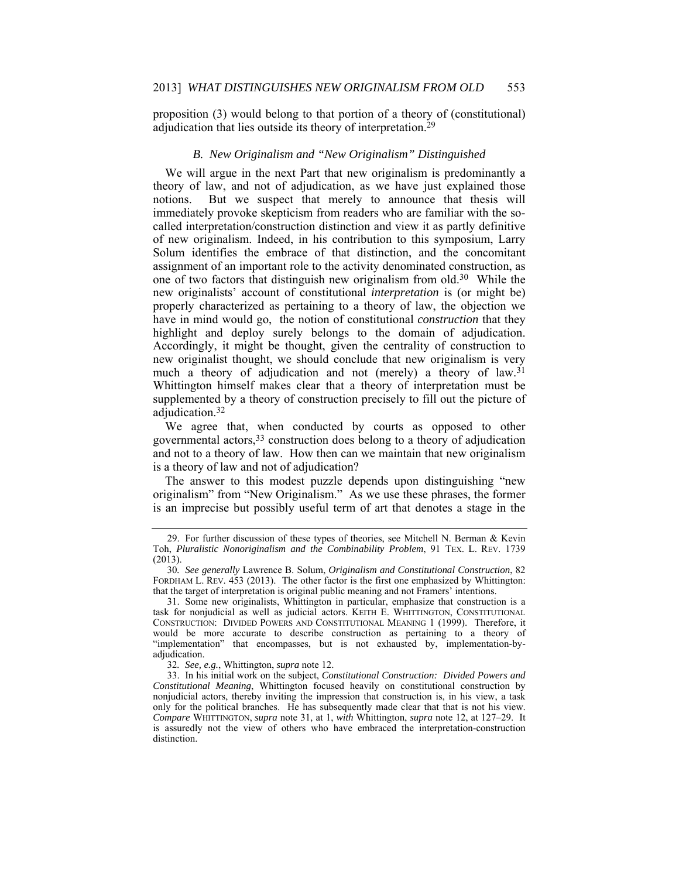proposition (3) would belong to that portion of a theory of (constitutional) adjudication that lies outside its theory of interpretation.[29]

### B. New Originalism and "New Originalism" Distinguished

We will argue in the next Part that new originalism is predominantly a theory of law, and not of adjudication, as we have just explained those notions. But we suspect that merely to announce that thesis will immediately provoke skepticism from readers who are familiar with the so-called interpretation/construction distinction and view it as partly definitive of new originalism. Indeed, in his contribution to this symposium, Larry Solum identifies the embrace of that distinction, and the concomitant assignment of an important role to the activity denominated construction, as one of two factors that distinguish new originalism from old.[30] While the new originalists' account of constitutional *interpretation* is (or might be) properly characterized as pertaining to a theory of law, the objection we have in mind would go, the notion of constitutional *construction* that they highlight and deploy surely belongs to the domain of adjudication. Accordingly, it might be thought, given the centrality of construction to new originalist thought, we should conclude that new originalism is very much a theory of adjudication and not (merely) a theory of law.[31] Whittington himself makes clear that a theory of interpretation must be supplemented by a theory of construction precisely to fill out the picture of adjudication.[32]

We agree that, when conducted by courts as opposed to other governmental actors,[33] construction does belong to a theory of adjudication and not to a theory of law. How then can we maintain that new originalism is a theory of law and not of adjudication?

The answer to this modest puzzle depends upon distinguishing "new originalism" from "New Originalism." As we use these phrases, the former is an imprecise but possibly useful term of art that denotes a stage in the

---

29. For further discussion of these types of theories, see Mitchell N. Berman & Kevin Toh, *Pluralistic Nonoriginalism and the Combinability Problem*, 91 TEX. L. REV. 1739 (2013).

30. *See generally* Lawrence B. Solum, *Originalism and Constitutional Construction*, 82 FORDHAM L. REV. 453 (2013). The other factor is the first one emphasized by Whittington: that the target of interpretation is original public meaning and not Framers' intentions.

31. Some new originalists, Whittington in particular, emphasize that construction is a task for nonjudicial as well as judicial actors. KEITH E. WHITTINGTON, CONSTITUTIONAL CONSTRUCTION: DIVIDED POWERS AND CONSTITUTIONAL MEANING 1 (1999). Therefore, it would be more accurate to describe construction as pertaining to a theory of "implementation" that encompasses, but is not exhausted by, implementation-by-adjudication.

32. *See, e.g.*, Whittington, *supra* note 12.

33. In his initial work on the subject, *Constitutional Construction: Divided Powers and Constitutional Meaning*, Whittington focused heavily on constitutional construction by nonjudicial actors, thereby inviting the impression that construction is, in his view, a task only for the political branches. He has subsequently made clear that that is not his view. *Compare* WHITTINGTON, *supra* note 31, at 1, *with* Whittington, *supra* note 12, at 127–29. It is assuredly not the view of others who have embraced the interpretation-construction distinction.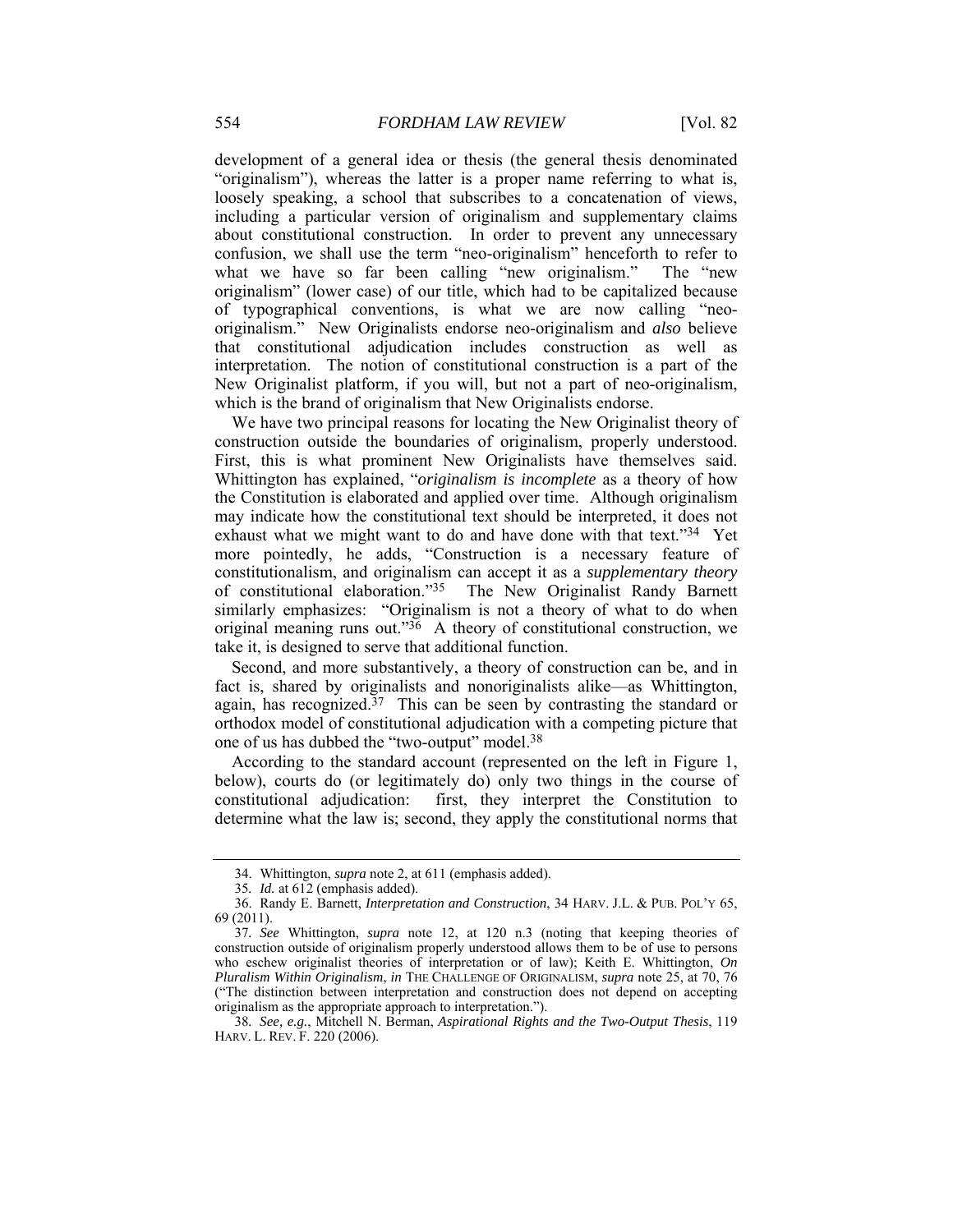development of a general idea or thesis (the general thesis denominated "originalism"), whereas the latter is a proper name referring to what is, loosely speaking, a school that subscribes to a concatenation of views, including a particular version of originalism and supplementary claims about constitutional construction. In order to prevent any unnecessary confusion, we shall use the term "neo-originalism" henceforth to refer to what we have so far been calling "new originalism." The "new originalism" (lower case) of our title, which had to be capitalized because of typographical conventions, is what we are now calling "neo-originalism." New Originalists endorse neo-originalism and *also* believe that constitutional adjudication includes construction as well as interpretation. The notion of constitutional construction is a part of the New Originalist platform, if you will, but not a part of neo-originalism, which is the brand of originalism that New Originalists endorse.

We have two principal reasons for locating the New Originalist theory of construction outside the boundaries of originalism, properly understood. First, this is what prominent New Originalists have themselves said. Whittington has explained, "*originalism is incomplete* as a theory of how the Constitution is elaborated and applied over time. Although originalism may indicate how the constitutional text should be interpreted, it does not exhaust what we might want to do and have done with that text."[34] Yet more pointedly, he adds, "Construction is a necessary feature of constitutionalism, and originalism can accept it as a *supplementary theory* of constitutional elaboration."[35] The New Originalist Randy Barnett similarly emphasizes: "Originalism is not a theory of what to do when original meaning runs out."[36] A theory of constitutional construction, we take it, is designed to serve that additional function.

Second, and more substantively, a theory of construction can be, and in fact is, shared by originalists and nonoriginalists alike—as Whittington, again, has recognized.[37] This can be seen by contrasting the standard or orthodox model of constitutional adjudication with a competing picture that one of us has dubbed the "two-output" model.[38]

According to the standard account (represented on the left in Figure 1, below), courts do (or legitimately do) only two things in the course of constitutional adjudication: first, they interpret the Constitution to determine what the law is; second, they apply the constitutional norms that

---

34. Whittington, *supra* note 2, at 611 (emphasis added).

35. *Id.* at 612 (emphasis added).

36. Randy E. Barnett, *Interpretation and Construction*, 34 HARV. J.L. & PUB. POL'Y 65, 69 (2011).

37. *See* Whittington, *supra* note 12, at 120 n.3 (noting that keeping theories of construction outside of originalism properly understood allows them to be of use to persons who eschew originalist theories of interpretation or of law); Keith E. Whittington, *On Pluralism Within Originalism*, *in* THE CHALLENGE OF ORIGINALISM, *supra* note 25, at 70, 76 ("The distinction between interpretation and construction does not depend on accepting originalism as the appropriate approach to interpretation.").

38. *See, e.g.*, Mitchell N. Berman, *Aspirational Rights and the Two-Output Thesis*, 119 HARV. L. REV. F. 220 (2006).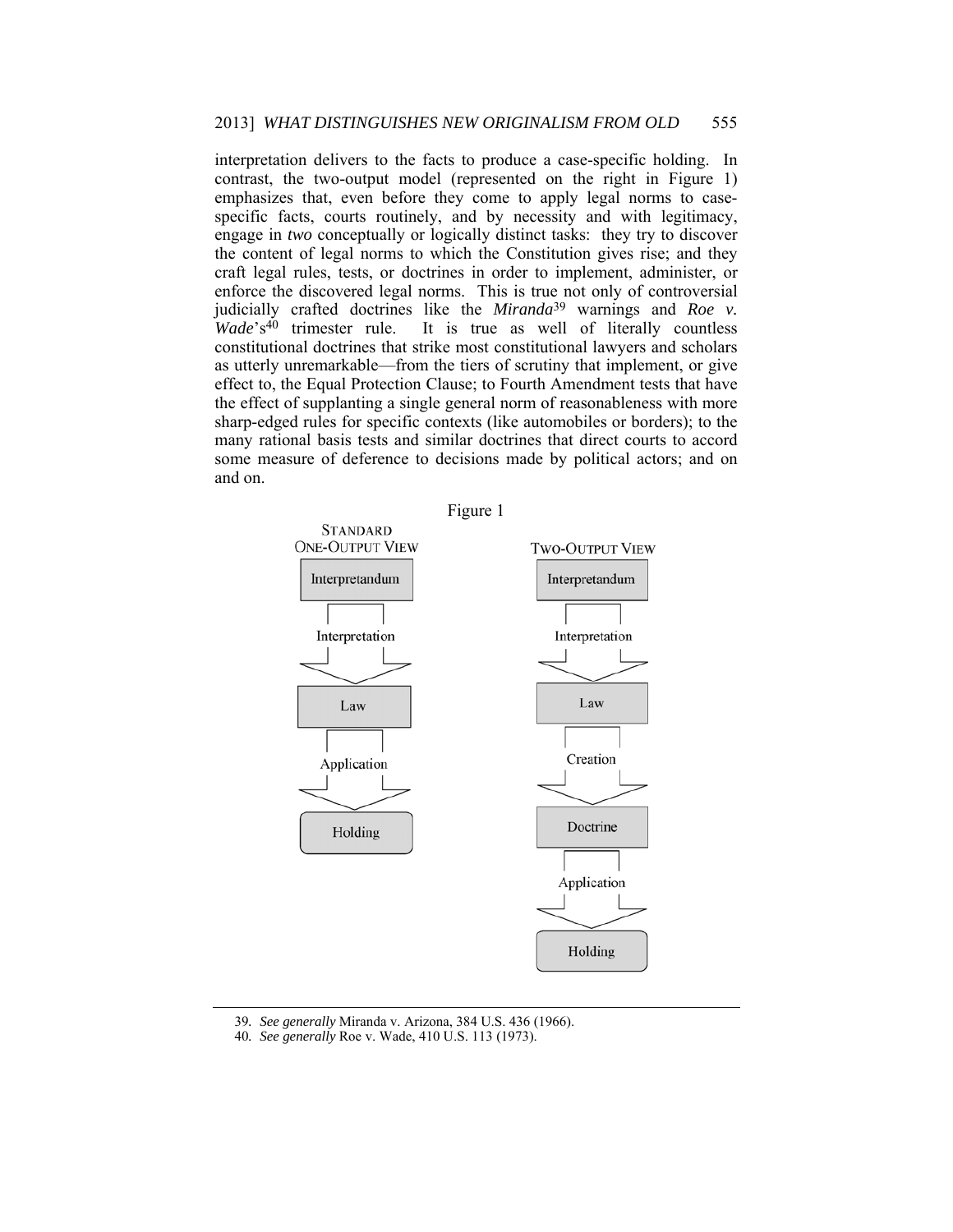interpretation delivers to the facts to produce a case-specific holding. In contrast, the two-output model (represented on the right in Figure 1) emphasizes that, even before they come to apply legal norms to case-specific facts, courts routinely, and by necessity and with legitimacy, engage in *two* conceptually or logically distinct tasks: they try to discover the content of legal norms to which the Constitution gives rise; and they craft legal rules, tests, or doctrines in order to implement, administer, or enforce the discovered legal norms. This is true not only of controversial judicially crafted doctrines like the ***Miranda***[39] warnings and ***Roe v. Wade***'s[40] trimester rule. It is true as well of literally countless constitutional doctrines that strike most constitutional lawyers and scholars as utterly unremarkable—from the tiers of scrutiny that implement, or give effect to, the Equal Protection Clause; to Fourth Amendment tests that have the effect of supplanting a single general norm of reasonableness with more sharp-edged rules for specific contexts (like automobiles or borders); to the many rational basis tests and similar doctrines that direct courts to accord some measure of deference to decisions made by political actors; and on and on.

Figure 1

| STANDARD ONE-OUTPUT VIEW | TWO-OUTPUT VIEW |
|---|---|
| Interpretandum | Interpretandum |
| ↓ Interpretation | ↓ Interpretation |
| Law | Law |
| ↓ Application | ↓ Creation |
| Holding | Doctrine |
| | ↓ Application |
| | Holding |

39. *See generally* Miranda v. Arizona, 384 U.S. 436 (1966).

40. *See generally* Roe v. Wade, 410 U.S. 113 (1973).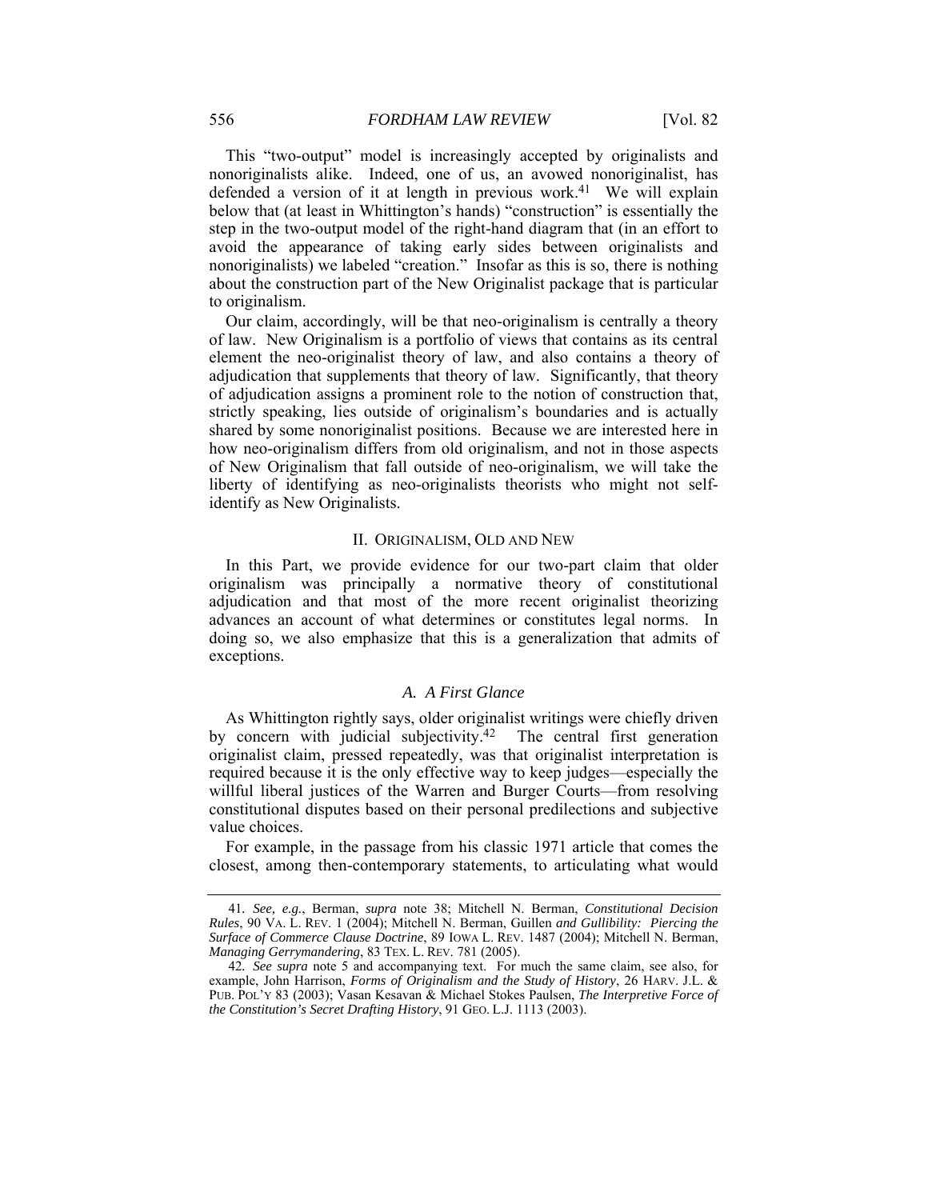This "two-output" model is increasingly accepted by originalists and nonoriginalists alike. Indeed, one of us, an avowed nonoriginalist, has defended a version of it at length in previous work.[41] We will explain below that (at least in Whittington's hands) "construction" is essentially the step in the two-output model of the right-hand diagram that (in an effort to avoid the appearance of taking early sides between originalists and nonoriginalists) we labeled "creation." Insofar as this is so, there is nothing about the construction part of the New Originalist package that is particular to originalism.

Our claim, accordingly, will be that neo-originalism is centrally a theory of law. New Originalism is a portfolio of views that contains as its central element the neo-originalist theory of law, and also contains a theory of adjudication that supplements that theory of law. Significantly, that theory of adjudication assigns a prominent role to the notion of construction that, strictly speaking, lies outside of originalism's boundaries and is actually shared by some nonoriginalist positions. Because we are interested here in how neo-originalism differs from old originalism, and not in those aspects of New Originalism that fall outside of neo-originalism, we will take the liberty of identifying as neo-originalists theorists who might not self-identify as New Originalists.

## II. ORIGINALISM, OLD AND NEW

In this Part, we provide evidence for our two-part claim that older originalism was principally a normative theory of constitutional adjudication and that most of the more recent originalist theorizing advances an account of what determines or constitutes legal norms. In doing so, we also emphasize that this is a generalization that admits of exceptions.

### *A. A First Glance*

As Whittington rightly says, older originalist writings were chiefly driven by concern with judicial subjectivity.[42] The central first generation originalist claim, pressed repeatedly, was that originalist interpretation is required because it is the only effective way to keep judges—especially the willful liberal justices of the Warren and Burger Courts—from resolving constitutional disputes based on their personal predilections and subjective value choices.

For example, in the passage from his classic 1971 article that comes the closest, among then-contemporary statements, to articulating what would

---

41. *See, e.g.*, Berman, *supra* note 38; Mitchell N. Berman, *Constitutional Decision Rules*, 90 VA. L. REV. 1 (2004); Mitchell N. Berman, Guillen *and Gullibility: Piercing the Surface of Commerce Clause Doctrine*, 89 IOWA L. REV. 1487 (2004); Mitchell N. Berman, *Managing Gerrymandering*, 83 TEX. L. REV. 781 (2005).

42. *See supra* note 5 and accompanying text. For much the same claim, see also, for example, John Harrison, *Forms of Originalism and the Study of History*, 26 HARV. J.L. & PUB. POL'Y 83 (2003); Vasan Kesavan & Michael Stokes Paulsen, *The Interpretive Force of the Constitution's Secret Drafting History*, 91 GEO. L.J. 1113 (2003).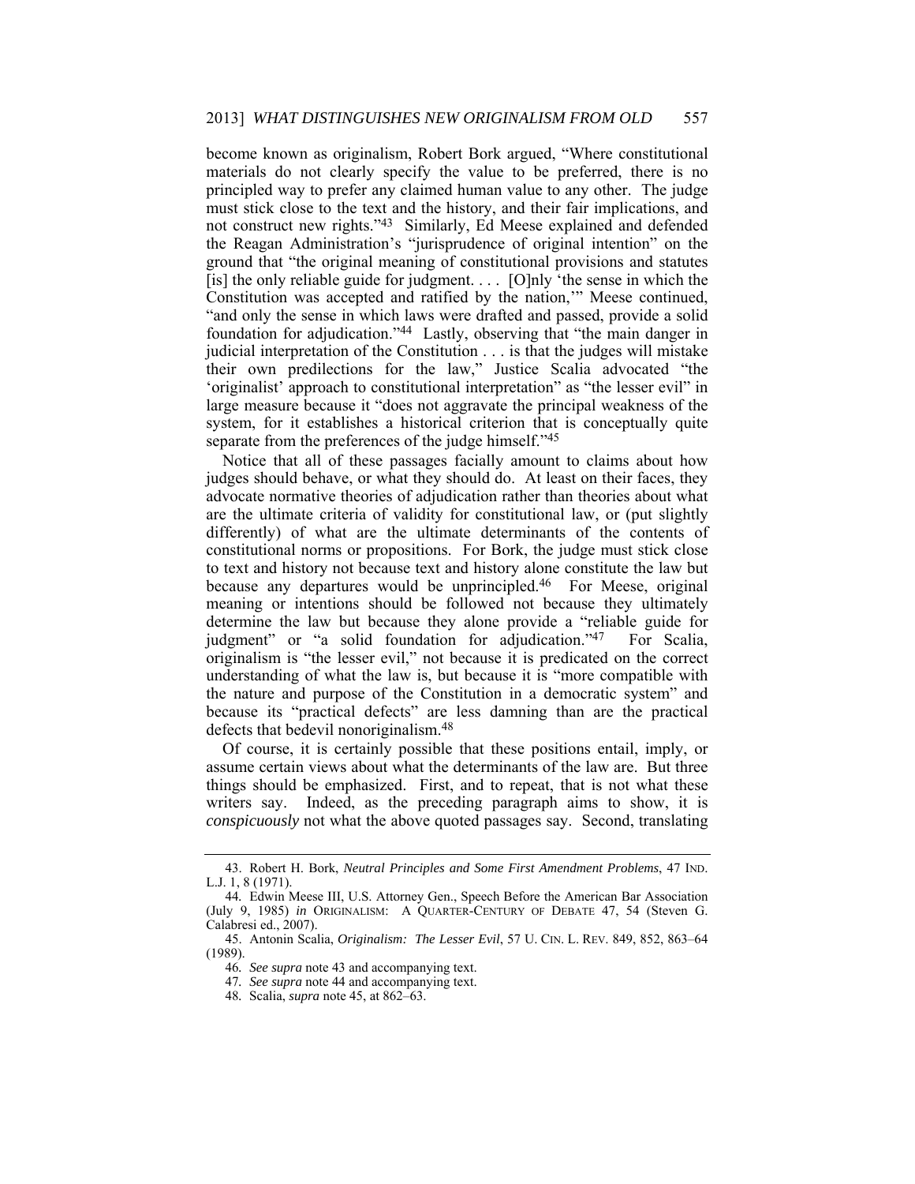become known as originalism, Robert Bork argued, "Where constitutional materials do not clearly specify the value to be preferred, there is no principled way to prefer any claimed human value to any other. The judge must stick close to the text and the history, and their fair implications, and not construct new rights."[43] Similarly, Ed Meese explained and defended the Reagan Administration's "jurisprudence of original intention" on the ground that "the original meaning of constitutional provisions and statutes [is] the only reliable guide for judgment. . . . [O]nly 'the sense in which the Constitution was accepted and ratified by the nation,'" Meese continued, "and only the sense in which laws were drafted and passed, provide a solid foundation for adjudication."[44] Lastly, observing that "the main danger in judicial interpretation of the Constitution . . . is that the judges will mistake their own predilections for the law," Justice Scalia advocated "the 'originalist' approach to constitutional interpretation" as "the lesser evil" in large measure because it "does not aggravate the principal weakness of the system, for it establishes a historical criterion that is conceptually quite separate from the preferences of the judge himself."[45]

Notice that all of these passages facially amount to claims about how judges should behave, or what they should do. At least on their faces, they advocate normative theories of adjudication rather than theories about what are the ultimate criteria of validity for constitutional law, or (put slightly differently) of what are the ultimate determinants of the contents of constitutional norms or propositions. For Bork, the judge must stick close to text and history not because text and history alone constitute the law but because any departures would be unprincipled.[46] For Meese, original meaning or intentions should be followed not because they ultimately determine the law but because they alone provide a "reliable guide for judgment" or "a solid foundation for adjudication."[47] For Scalia, originalism is "the lesser evil," not because it is predicated on the correct understanding of what the law is, but because it is "more compatible with the nature and purpose of the Constitution in a democratic system" and because its "practical defects" are less damning than are the practical defects that bedevil nonoriginalism.[48]

Of course, it is certainly possible that these positions entail, imply, or assume certain views about what the determinants of the law are. But three things should be emphasized. First, and to repeat, that is not what these writers say. Indeed, as the preceding paragraph aims to show, it is *conspicuously* not what the above quoted passages say. Second, translating

---

43. Robert H. Bork, *Neutral Principles and Some First Amendment Problems*, 47 IND. L.J. 1, 8 (1971).

44. Edwin Meese III, U.S. Attorney Gen., Speech Before the American Bar Association (July 9, 1985) *in* ORIGINALISM: A QUARTER-CENTURY OF DEBATE 47, 54 (Steven G. Calabresi ed., 2007).

45. Antonin Scalia, *Originalism: The Lesser Evil*, 57 U. CIN. L. REV. 849, 852, 863–64 (1989).

46. *See supra* note 43 and accompanying text.

47. *See supra* note 44 and accompanying text.

48. Scalia, *supra* note 45, at 862–63.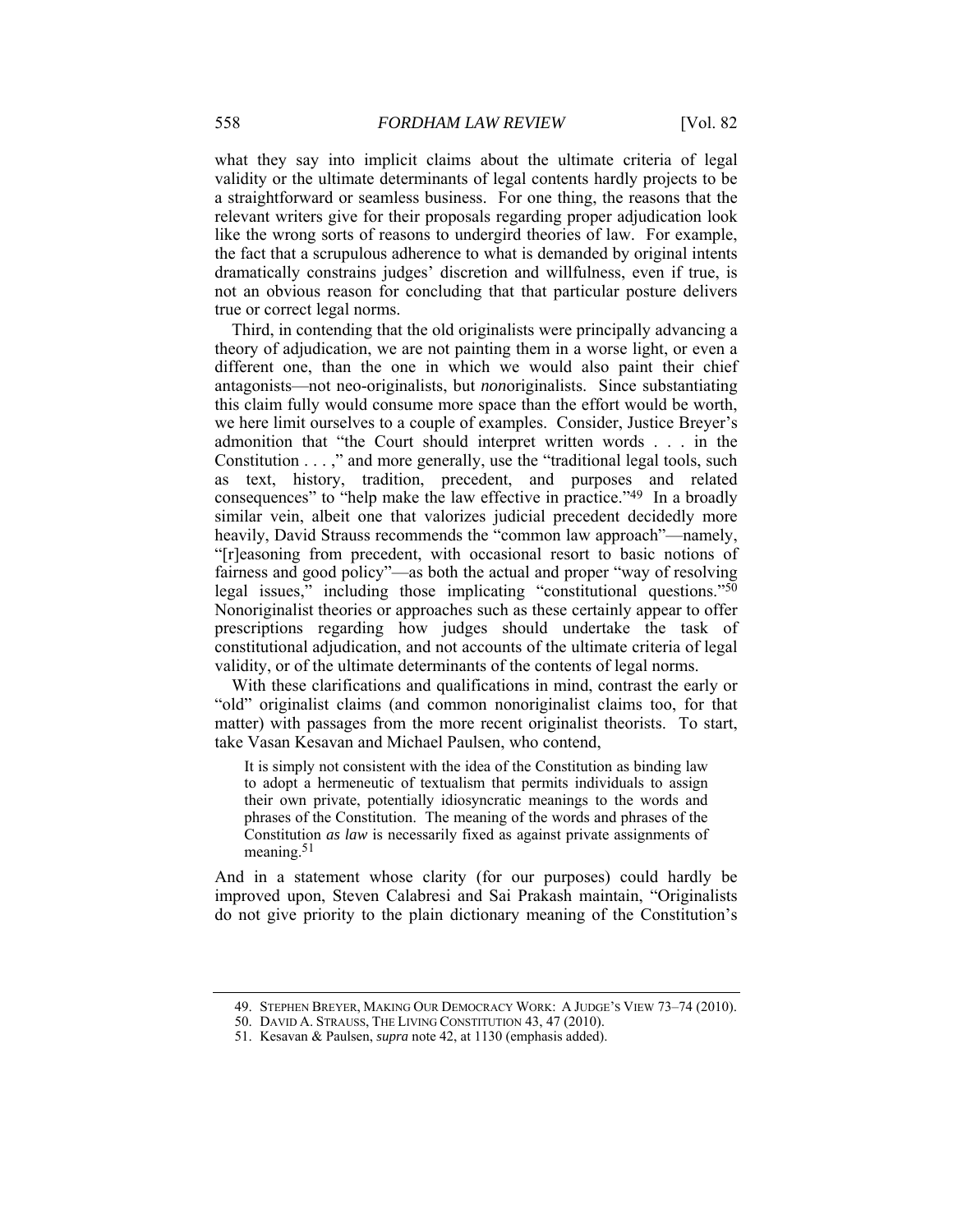what they say into implicit claims about the ultimate criteria of legal validity or the ultimate determinants of legal contents hardly projects to be a straightforward or seamless business. For one thing, the reasons that the relevant writers give for their proposals regarding proper adjudication look like the wrong sorts of reasons to undergird theories of law. For example, the fact that a scrupulous adherence to what is demanded by original intents dramatically constrains judges' discretion and willfulness, even if true, is not an obvious reason for concluding that that particular posture delivers true or correct legal norms.

Third, in contending that the old originalists were principally advancing a theory of adjudication, we are not painting them in a worse light, or even a different one, than the one in which we would also paint their chief antagonists—not neo-originalists, but *non*originalists. Since substantiating this claim fully would consume more space than the effort would be worth, we here limit ourselves to a couple of examples. Consider, Justice Breyer's admonition that "the Court should interpret written words . . . in the Constitution . . . ," and more generally, use the "traditional legal tools, such as text, history, tradition, precedent, and purposes and related consequences" to "help make the law effective in practice."[49] In a broadly similar vein, albeit one that valorizes judicial precedent decidedly more heavily, David Strauss recommends the "common law approach"—namely, "[r]easoning from precedent, with occasional resort to basic notions of fairness and good policy"—as both the actual and proper "way of resolving legal issues," including those implicating "constitutional questions."[50] Nonoriginalist theories or approaches such as these certainly appear to offer prescriptions regarding how judges should undertake the task of constitutional adjudication, and not accounts of the ultimate criteria of legal validity, or of the ultimate determinants of the contents of legal norms.

With these clarifications and qualifications in mind, contrast the early or "old" originalist claims (and common nonoriginalist claims too, for that matter) with passages from the more recent originalist theorists. To start, take Vasan Kesavan and Michael Paulsen, who contend,

> It is simply not consistent with the idea of the Constitution as binding law to adopt a hermeneutic of textualism that permits individuals to assign their own private, potentially idiosyncratic meanings to the words and phrases of the Constitution. The meaning of the words and phrases of the Constitution *as law* is necessarily fixed as against private assignments of meaning.[51]

And in a statement whose clarity (for our purposes) could hardly be improved upon, Steven Calabresi and Sai Prakash maintain, "Originalists do not give priority to the plain dictionary meaning of the Constitution's

---

49. STEPHEN BREYER, MAKING OUR DEMOCRACY WORK: A JUDGE'S VIEW 73–74 (2010).

50. DAVID A. STRAUSS, THE LIVING CONSTITUTION 43, 47 (2010).

51. Kesavan & Paulsen, *supra* note 42, at 1130 (emphasis added).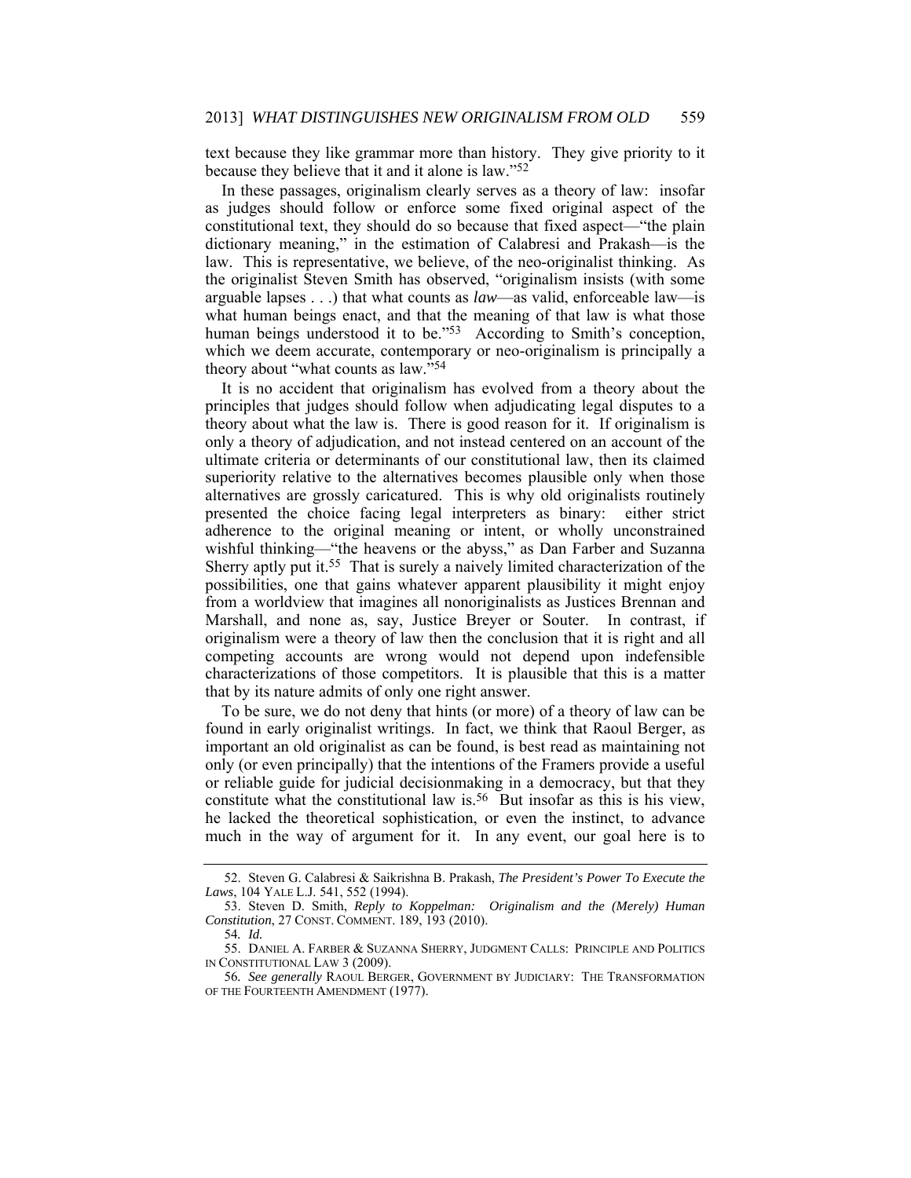text because they like grammar more than history. They give priority to it because they believe that it and it alone is law."[52]

In these passages, originalism clearly serves as a theory of law: insofar as judges should follow or enforce some fixed original aspect of the constitutional text, they should do so because that fixed aspect—"the plain dictionary meaning," in the estimation of Calabresi and Prakash—is the law. This is representative, we believe, of the neo-originalist thinking. As the originalist Steven Smith has observed, "originalism insists (with some arguable lapses . . .) that what counts as *law*—as valid, enforceable law—is what human beings enact, and that the meaning of that law is what those human beings understood it to be."[53] According to Smith's conception, which we deem accurate, contemporary or neo-originalism is principally a theory about "what counts as law."[54]

It is no accident that originalism has evolved from a theory about the principles that judges should follow when adjudicating legal disputes to a theory about what the law is. There is good reason for it. If originalism is only a theory of adjudication, and not instead centered on an account of the ultimate criteria or determinants of our constitutional law, then its claimed superiority relative to the alternatives becomes plausible only when those alternatives are grossly caricatured. This is why old originalists routinely presented the choice facing legal interpreters as binary: either strict adherence to the original meaning or intent, or wholly unconstrained wishful thinking—"the heavens or the abyss," as Dan Farber and Suzanna Sherry aptly put it.[55] That is surely a naively limited characterization of the possibilities, one that gains whatever apparent plausibility it might enjoy from a worldview that imagines all nonoriginalists as Justices Brennan and Marshall, and none as, say, Justice Breyer or Souter. In contrast, if originalism were a theory of law then the conclusion that it is right and all competing accounts are wrong would not depend upon indefensible characterizations of those competitors. It is plausible that this is a matter that by its nature admits of only one right answer.

To be sure, we do not deny that hints (or more) of a theory of law can be found in early originalist writings. In fact, we think that Raoul Berger, as important an old originalist as can be found, is best read as maintaining not only (or even principally) that the intentions of the Framers provide a useful or reliable guide for judicial decisionmaking in a democracy, but that they constitute what the constitutional law is.[56] But insofar as this is his view, he lacked the theoretical sophistication, or even the instinct, to advance much in the way of argument for it. In any event, our goal here is to

---

52. Steven G. Calabresi & Saikrishna B. Prakash, *The President's Power To Execute the Laws*, 104 YALE L.J. 541, 552 (1994).

53. Steven D. Smith, *Reply to Koppelman: Originalism and the (Merely) Human Constitution*, 27 CONST. COMMENT. 189, 193 (2010).

54. *Id.*

55. DANIEL A. FARBER & SUZANNA SHERRY, JUDGMENT CALLS: PRINCIPLE AND POLITICS IN CONSTITUTIONAL LAW 3 (2009).

56. *See generally* RAOUL BERGER, GOVERNMENT BY JUDICIARY: THE TRANSFORMATION OF THE FOURTEENTH AMENDMENT (1977).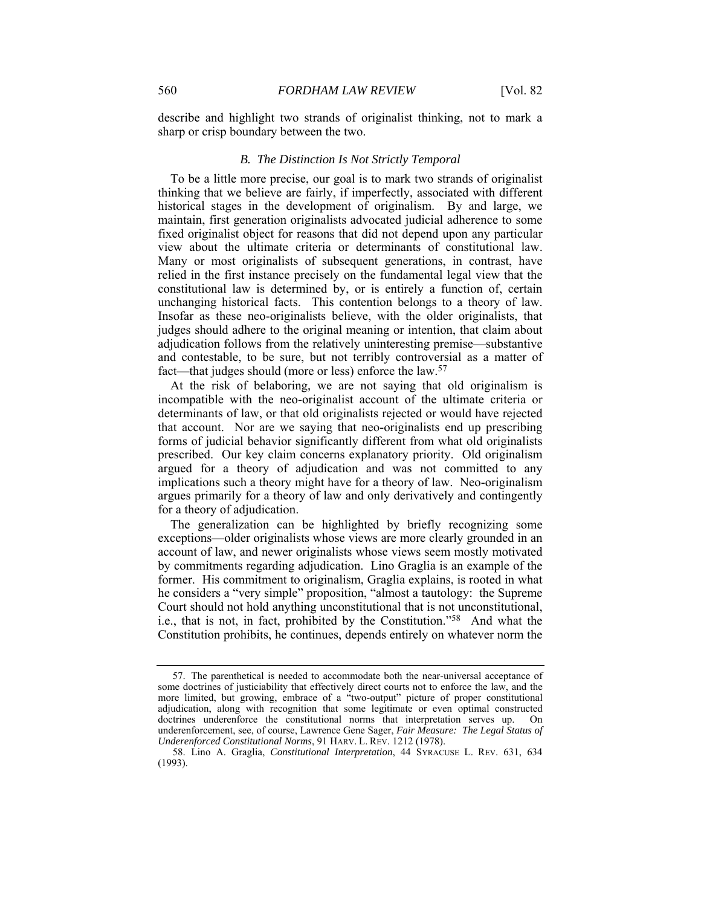describe and highlight two strands of originalist thinking, not to mark a sharp or crisp boundary between the two.

### *B. The Distinction Is Not Strictly Temporal*

To be a little more precise, our goal is to mark two strands of originalist thinking that we believe are fairly, if imperfectly, associated with different historical stages in the development of originalism. By and large, we maintain, first generation originalists advocated judicial adherence to some fixed originalist object for reasons that did not depend upon any particular view about the ultimate criteria or determinants of constitutional law. Many or most originalists of subsequent generations, in contrast, have relied in the first instance precisely on the fundamental legal view that the constitutional law is determined by, or is entirely a function of, certain unchanging historical facts. This contention belongs to a theory of law. Insofar as these neo-originalists believe, with the older originalists, that judges should adhere to the original meaning or intention, that claim about adjudication follows from the relatively uninteresting premise—substantive and contestable, to be sure, but not terribly controversial as a matter of fact—that judges should (more or less) enforce the law.[57]

At the risk of belaboring, we are not saying that old originalism is incompatible with the neo-originalist account of the ultimate criteria or determinants of law, or that old originalists rejected or would have rejected that account. Nor are we saying that neo-originalists end up prescribing forms of judicial behavior significantly different from what old originalists prescribed. Our key claim concerns explanatory priority. Old originalism argued for a theory of adjudication and was not committed to any implications such a theory might have for a theory of law. Neo-originalism argues primarily for a theory of law and only derivatively and contingently for a theory of adjudication.

The generalization can be highlighted by briefly recognizing some exceptions—older originalists whose views are more clearly grounded in an account of law, and newer originalists whose views seem mostly motivated by commitments regarding adjudication. Lino Graglia is an example of the former. His commitment to originalism, Graglia explains, is rooted in what he considers a "very simple" proposition, "almost a tautology: the Supreme Court should not hold anything unconstitutional that is not unconstitutional, i.e., that is not, in fact, prohibited by the Constitution."[58] And what the Constitution prohibits, he continues, depends entirely on whatever norm the

---

57. The parenthetical is needed to accommodate both the near-universal acceptance of some doctrines of justiciability that effectively direct courts not to enforce the law, and the more limited, but growing, embrace of a "two-output" picture of proper constitutional adjudication, along with recognition that some legitimate or even optimal constructed doctrines underenforce the constitutional norms that interpretation serves up. On underenforcement, see, of course, Lawrence Gene Sager, *Fair Measure: The Legal Status of Underenforced Constitutional Norms*, 91 HARV. L. REV. 1212 (1978).

58. Lino A. Graglia, *Constitutional Interpretation*, 44 SYRACUSE L. REV. 631, 634 (1993).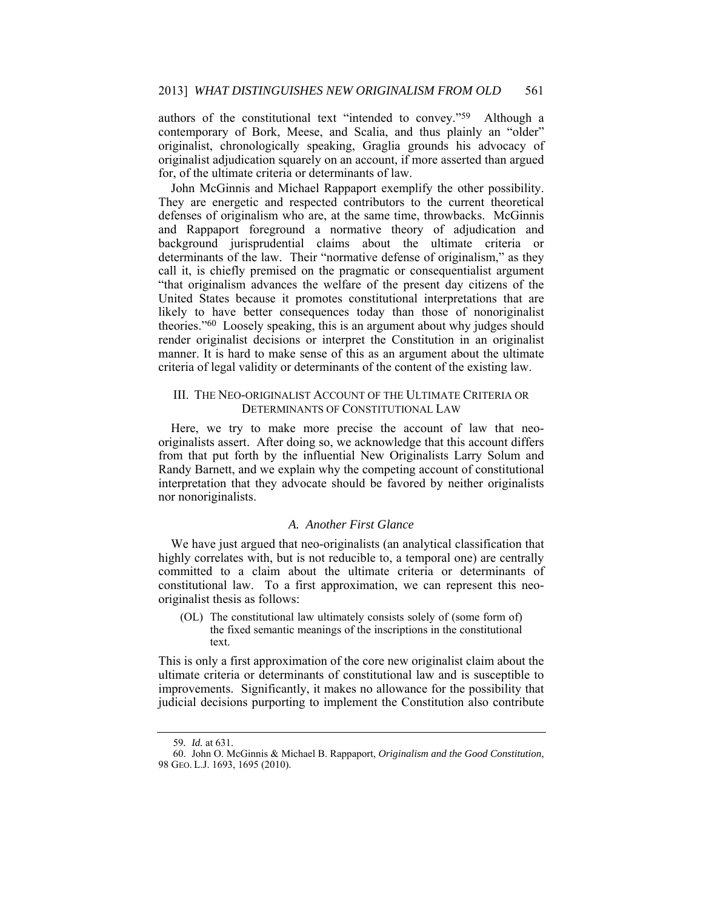authors of the constitutional text "intended to convey."[59] Although a contemporary of Bork, Meese, and Scalia, and thus plainly an "older" originalist, chronologically speaking, Graglia grounds his advocacy of originalist adjudication squarely on an account, if more asserted than argued for, of the ultimate criteria or determinants of law.

John McGinnis and Michael Rappaport exemplify the other possibility. They are energetic and respected contributors to the current theoretical defenses of originalism who are, at the same time, throwbacks. McGinnis and Rappaport foreground a normative theory of adjudication and background jurisprudential claims about the ultimate criteria or determinants of the law. Their "normative defense of originalism," as they call it, is chiefly premised on the pragmatic or consequentialist argument "that originalism advances the welfare of the present day citizens of the United States because it promotes constitutional interpretations that are likely to have better consequences today than those of nonoriginalist theories."[60] Loosely speaking, this is an argument about why judges should render originalist decisions or interpret the Constitution in an originalist manner. It is hard to make sense of this as an argument about the ultimate criteria of legal validity or determinants of the content of the existing law.

## III. The Neo-originalist Account of the Ultimate Criteria or Determinants of Constitutional Law

Here, we try to make more precise the account of law that neo-originalists assert. After doing so, we acknowledge that this account differs from that put forth by the influential New Originalists Larry Solum and Randy Barnett, and we explain why the competing account of constitutional interpretation that they advocate should be favored by neither originalists nor nonoriginalists.

### *A. Another First Glance*

We have just argued that neo-originalists (an analytical classification that highly correlates with, but is not reducible to, a temporal one) are centrally committed to a claim about the ultimate criteria or determinants of constitutional law. To a first approximation, we can represent this neo-originalist thesis as follows:

> (OL) The constitutional law ultimately consists solely of (some form of) the fixed semantic meanings of the inscriptions in the constitutional text.

This is only a first approximation of the core new originalist claim about the ultimate criteria or determinants of constitutional law and is susceptible to improvements. Significantly, it makes no allowance for the possibility that judicial decisions purporting to implement the Constitution also contribute

---

59. *Id.* at 631.

60. John O. McGinnis & Michael B. Rappaport, *Originalism and the Good Constitution*, 98 Geo. L.J. 1693, 1695 (2010).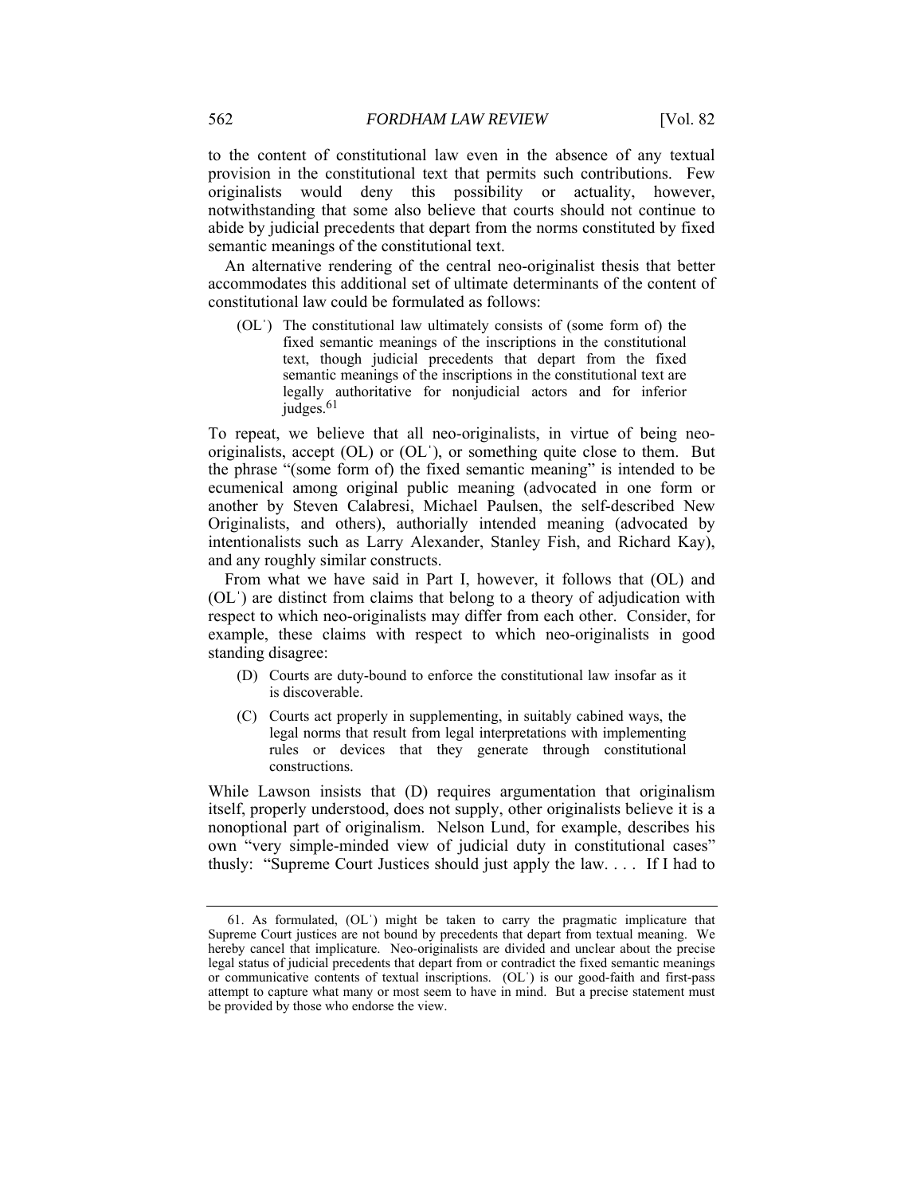to the content of constitutional law even in the absence of any textual provision in the constitutional text that permits such contributions. Few originalists would deny this possibility or actuality, however, notwithstanding that some also believe that courts should not continue to abide by judicial precedents that depart from the norms constituted by fixed semantic meanings of the constitutional text.

An alternative rendering of the central neo-originalist thesis that better accommodates this additional set of ultimate determinants of the content of constitutional law could be formulated as follows:

> (OLˈ) The constitutional law ultimately consists of (some form of) the fixed semantic meanings of the inscriptions in the constitutional text, though judicial precedents that depart from the fixed semantic meanings of the inscriptions in the constitutional text are legally authoritative for nonjudicial actors and for inferior judges.[61]

To repeat, we believe that all neo-originalists, in virtue of being neo-originalists, accept (OL) or (OLˈ), or something quite close to them. But the phrase "(some form of) the fixed semantic meaning" is intended to be ecumenical among original public meaning (advocated in one form or another by Steven Calabresi, Michael Paulsen, the self-described New Originalists, and others), authorially intended meaning (advocated by intentionalists such as Larry Alexander, Stanley Fish, and Richard Kay), and any roughly similar constructs.

From what we have said in Part I, however, it follows that (OL) and (OLˈ) are distinct from claims that belong to a theory of adjudication with respect to which neo-originalists may differ from each other. Consider, for example, these claims with respect to which neo-originalists in good standing disagree:

> (D) Courts are duty-bound to enforce the constitutional law insofar as it is discoverable.
>
> (C) Courts act properly in supplementing, in suitably cabined ways, the legal norms that result from legal interpretations with implementing rules or devices that they generate through constitutional constructions.

While Lawson insists that (D) requires argumentation that originalism itself, properly understood, does not supply, other originalists believe it is a nonoptional part of originalism. Nelson Lund, for example, describes his own "very simple-minded view of judicial duty in constitutional cases" thusly: "Supreme Court Justices should just apply the law. . . . If I had to

---

61. As formulated, (OLˈ) might be taken to carry the pragmatic implicature that Supreme Court justices are not bound by precedents that depart from textual meaning. We hereby cancel that implicature. Neo-originalists are divided and unclear about the precise legal status of judicial precedents that depart from or contradict the fixed semantic meanings or communicative contents of textual inscriptions. (OLˈ) is our good-faith and first-pass attempt to capture what many or most seem to have in mind. But a precise statement must be provided by those who endorse the view.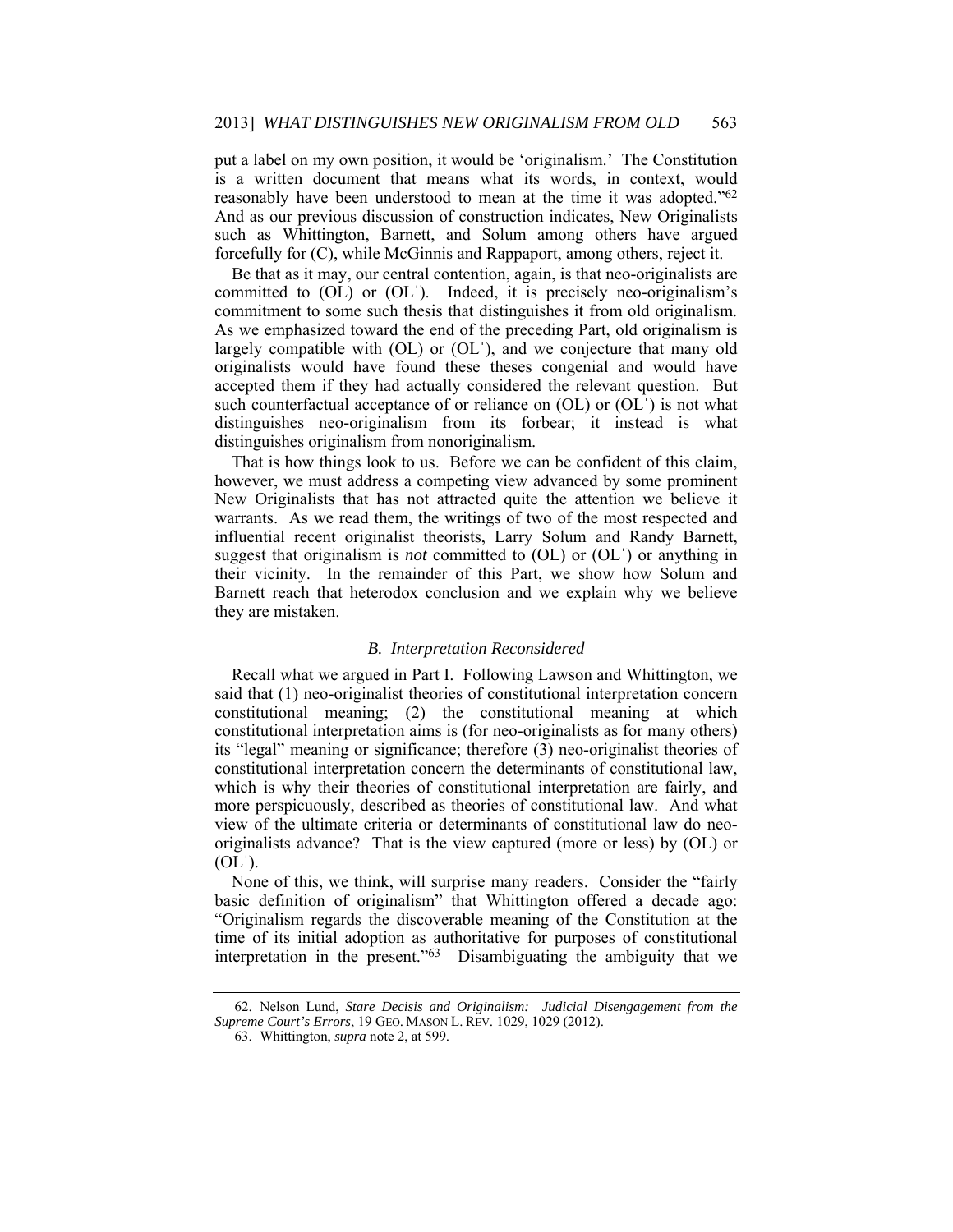put a label on my own position, it would be 'originalism.' The Constitution is a written document that means what its words, in context, would reasonably have been understood to mean at the time it was adopted."[62] And as our previous discussion of construction indicates, New Originalists such as Whittington, Barnett, and Solum among others have argued forcefully for (C), while McGinnis and Rappaport, among others, reject it.

Be that as it may, our central contention, again, is that neo-originalists are committed to (OL) or (OL'). Indeed, it is precisely neo-originalism's commitment to some such thesis that distinguishes it from old originalism. As we emphasized toward the end of the preceding Part, old originalism is largely compatible with (OL) or (OL'), and we conjecture that many old originalists would have found these theses congenial and would have accepted them if they had actually considered the relevant question. But such counterfactual acceptance of or reliance on (OL) or (OL') is not what distinguishes neo-originalism from its forbear; it instead is what distinguishes originalism from nonoriginalism.

That is how things look to us. Before we can be confident of this claim, however, we must address a competing view advanced by some prominent New Originalists that has not attracted quite the attention we believe it warrants. As we read them, the writings of two of the most respected and influential recent originalist theorists, Larry Solum and Randy Barnett, suggest that originalism is *not* committed to (OL) or (OL') or anything in their vicinity. In the remainder of this Part, we show how Solum and Barnett reach that heterodox conclusion and we explain why we believe they are mistaken.

### *B. Interpretation Reconsidered*

Recall what we argued in Part I. Following Lawson and Whittington, we said that (1) neo-originalist theories of constitutional interpretation concern constitutional meaning; (2) the constitutional meaning at which constitutional interpretation aims is (for neo-originalists as for many others) its "legal" meaning or significance; therefore (3) neo-originalist theories of constitutional interpretation concern the determinants of constitutional law, which is why their theories of constitutional interpretation are fairly, and more perspicuously, described as theories of constitutional law. And what view of the ultimate criteria or determinants of constitutional law do neo-originalists advance? That is the view captured (more or less) by (OL) or (OL').

None of this, we think, will surprise many readers. Consider the "fairly basic definition of originalism" that Whittington offered a decade ago: "Originalism regards the discoverable meaning of the Constitution at the time of its initial adoption as authoritative for purposes of constitutional interpretation in the present."[63] Disambiguating the ambiguity that we

---

62. Nelson Lund, *Stare Decisis and Originalism: Judicial Disengagement from the Supreme Court's Errors*, 19 GEO. MASON L. REV. 1029, 1029 (2012).

63. Whittington, *supra* note 2, at 599.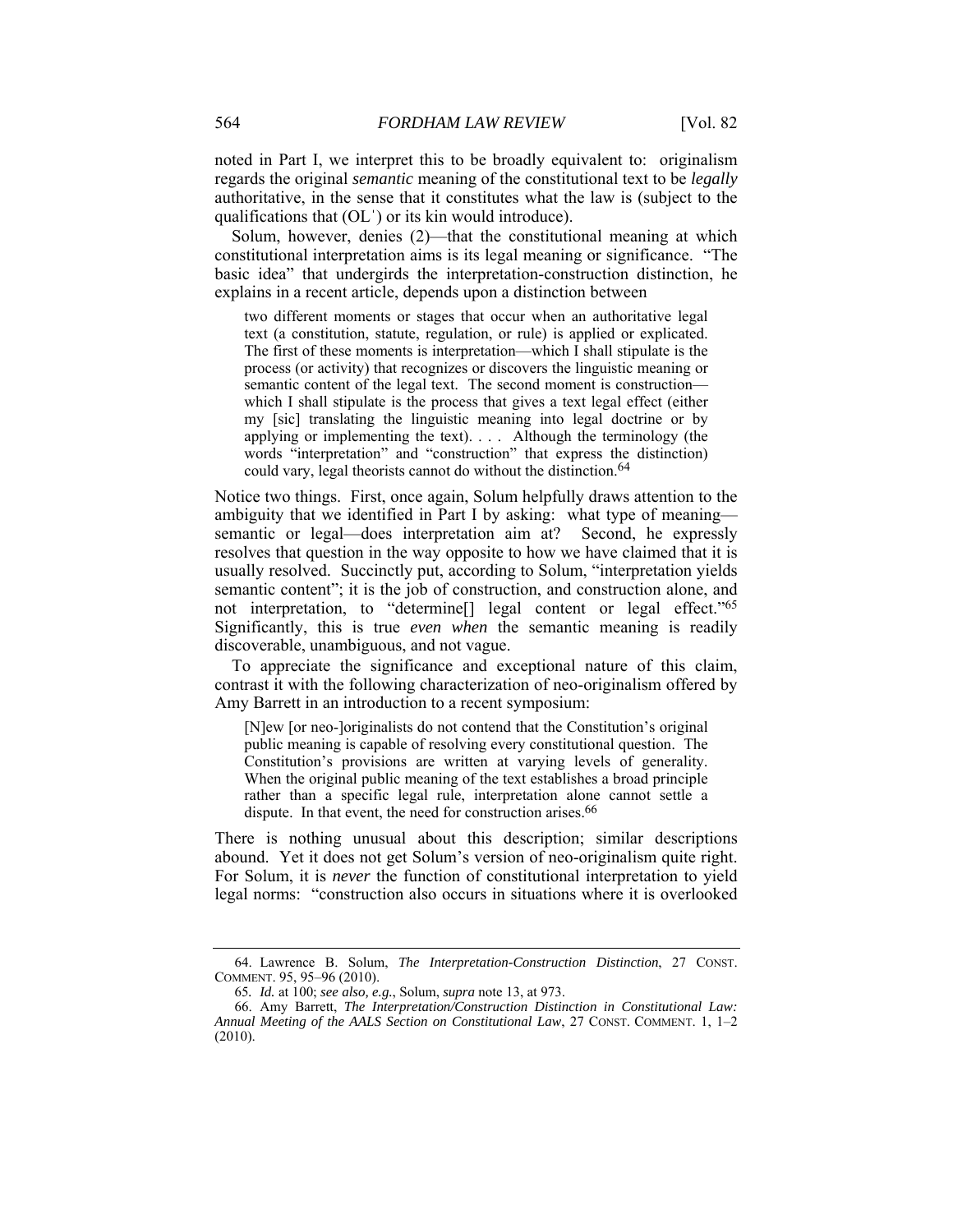noted in Part I, we interpret this to be broadly equivalent to: originalism regards the original *semantic* meaning of the constitutional text to be *legally* authoritative, in the sense that it constitutes what the law is (subject to the qualifications that (OLʹ) or its kin would introduce).

Solum, however, denies (2)—that the constitutional meaning at which constitutional interpretation aims is its legal meaning or significance. "The basic idea" that undergirds the interpretation-construction distinction, he explains in a recent article, depends upon a distinction between

> two different moments or stages that occur when an authoritative legal text (a constitution, statute, regulation, or rule) is applied or explicated. The first of these moments is interpretation—which I shall stipulate is the process (or activity) that recognizes or discovers the linguistic meaning or semantic content of the legal text. The second moment is construction—which I shall stipulate is the process that gives a text legal effect (either my [sic] translating the linguistic meaning into legal doctrine or by applying or implementing the text). . . . Although the terminology (the words "interpretation" and "construction" that express the distinction) could vary, legal theorists cannot do without the distinction.[64]

Notice two things. First, once again, Solum helpfully draws attention to the ambiguity that we identified in Part I by asking: what type of meaning—semantic or legal—does interpretation aim at? Second, he expressly resolves that question in the way opposite to how we have claimed that it is usually resolved. Succinctly put, according to Solum, "interpretation yields semantic content"; it is the job of construction, and construction alone, and not interpretation, to "determine[] legal content or legal effect."[65] Significantly, this is true *even when* the semantic meaning is readily discoverable, unambiguous, and not vague.

To appreciate the significance and exceptional nature of this claim, contrast it with the following characterization of neo-originalism offered by Amy Barrett in an introduction to a recent symposium:

> [N]ew [or neo-]originalists do not contend that the Constitution's original public meaning is capable of resolving every constitutional question. The Constitution's provisions are written at varying levels of generality. When the original public meaning of the text establishes a broad principle rather than a specific legal rule, interpretation alone cannot settle a dispute. In that event, the need for construction arises.[66]

There is nothing unusual about this description; similar descriptions abound. Yet it does not get Solum's version of neo-originalism quite right. For Solum, it is *never* the function of constitutional interpretation to yield legal norms: "construction also occurs in situations where it is overlooked

---

64. Lawrence B. Solum, *The Interpretation-Construction Distinction*, 27 CONST. COMMENT. 95, 95–96 (2010).

65. *Id.* at 100; *see also, e.g.*, Solum, *supra* note 13, at 973.

66. Amy Barrett, *The Interpretation/Construction Distinction in Constitutional Law: Annual Meeting of the AALS Section on Constitutional Law*, 27 CONST. COMMENT. 1, 1–2 (2010).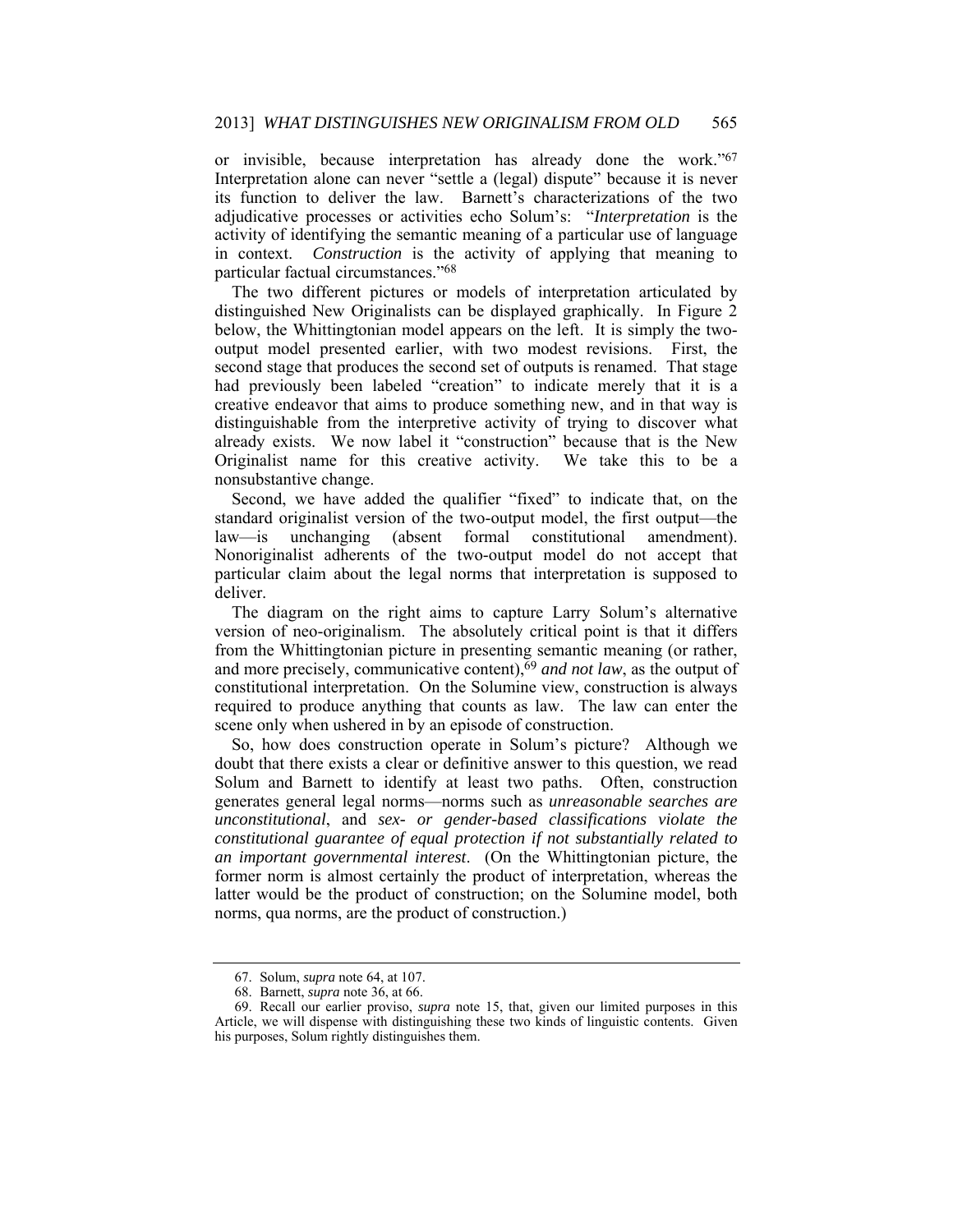or invisible, because interpretation has already done the work."[67] Interpretation alone can never "settle a (legal) dispute" because it is never its function to deliver the law. Barnett's characterizations of the two adjudicative processes or activities echo Solum's: "*Interpretation* is the activity of identifying the semantic meaning of a particular use of language in context. *Construction* is the activity of applying that meaning to particular factual circumstances."[68]

The two different pictures or models of interpretation articulated by distinguished New Originalists can be displayed graphically. In Figure 2 below, the Whittingtonian model appears on the left. It is simply the two-output model presented earlier, with two modest revisions. First, the second stage that produces the second set of outputs is renamed. That stage had previously been labeled "creation" to indicate merely that it is a creative endeavor that aims to produce something new, and in that way is distinguishable from the interpretive activity of trying to discover what already exists. We now label it "construction" because that is the New Originalist name for this creative activity. We take this to be a nonsubstantive change.

Second, we have added the qualifier "fixed" to indicate that, on the standard originalist version of the two-output model, the first output—the law—is unchanging (absent formal constitutional amendment). Nonoriginalist adherents of the two-output model do not accept that particular claim about the legal norms that interpretation is supposed to deliver.

The diagram on the right aims to capture Larry Solum's alternative version of neo-originalism. The absolutely critical point is that it differs from the Whittingtonian picture in presenting semantic meaning (or rather, and more precisely, communicative content),[69] *and not law*, as the output of constitutional interpretation. On the Solumine view, construction is always required to produce anything that counts as law. The law can enter the scene only when ushered in by an episode of construction.

So, how does construction operate in Solum's picture? Although we doubt that there exists a clear or definitive answer to this question, we read Solum and Barnett to identify at least two paths. Often, construction generates general legal norms—norms such as *unreasonable searches are unconstitutional*, and *sex- or gender-based classifications violate the constitutional guarantee of equal protection if not substantially related to an important governmental interest*. (On the Whittingtonian picture, the former norm is almost certainly the product of interpretation, whereas the latter would be the product of construction; on the Solumine model, both norms, qua norms, are the product of construction.)

---

67. Solum, *supra* note 64, at 107.

68. Barnett, *supra* note 36, at 66.

69. Recall our earlier proviso, *supra* note 15, that, given our limited purposes in this Article, we will dispense with distinguishing these two kinds of linguistic contents. Given his purposes, Solum rightly distinguishes them.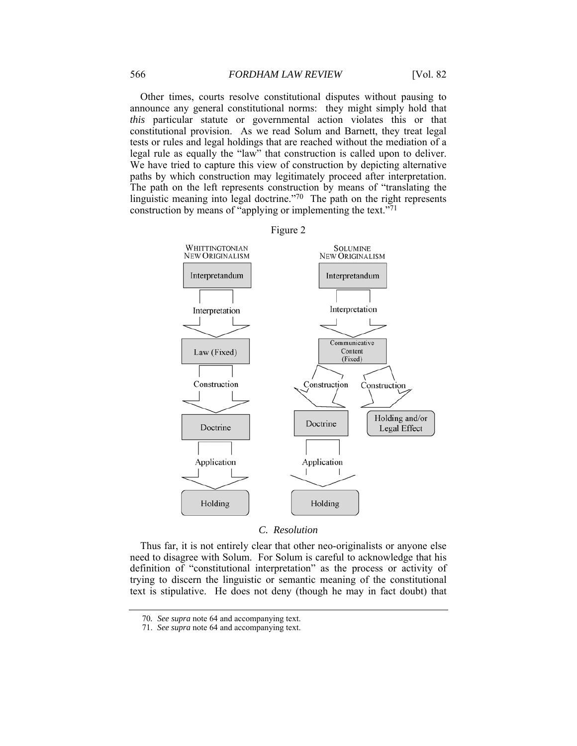Other times, courts resolve constitutional disputes without pausing to announce any general constitutional norms: they might simply hold that *this* particular statute or governmental action violates this or that constitutional provision. As we read Solum and Barnett, they treat legal tests or rules and legal holdings that are reached without the mediation of a legal rule as equally the "law" that construction is called upon to deliver. We have tried to capture this view of construction by depicting alternative paths by which construction may legitimately proceed after interpretation. The path on the left represents construction by means of "translating the linguistic meaning into legal doctrine."[70] The path on the right represents construction by means of "applying or implementing the text."[71]

Figure 2

WHITTINGTONIAN NEW ORIGINALISM

Interpretandum → Interpretation → Law (Fixed) → Construction → Doctrine → Application → Holding

SOLUMINE NEW ORIGINALISM

Interpretandum → Interpretation → Communicative Content (Fixed) → Construction → Doctrine → Application → Holding

Communicative Content (Fixed) → Construction → Holding and/or Legal Effect

### C. Resolution

Thus far, it is not entirely clear that other neo-originalists or anyone else need to disagree with Solum. For Solum is careful to acknowledge that his definition of "constitutional interpretation" as the process or activity of trying to discern the linguistic or semantic meaning of the constitutional text is stipulative. He does not deny (though he may in fact doubt) that

70. *See supra* note 64 and accompanying text.

71. *See supra* note 64 and accompanying text.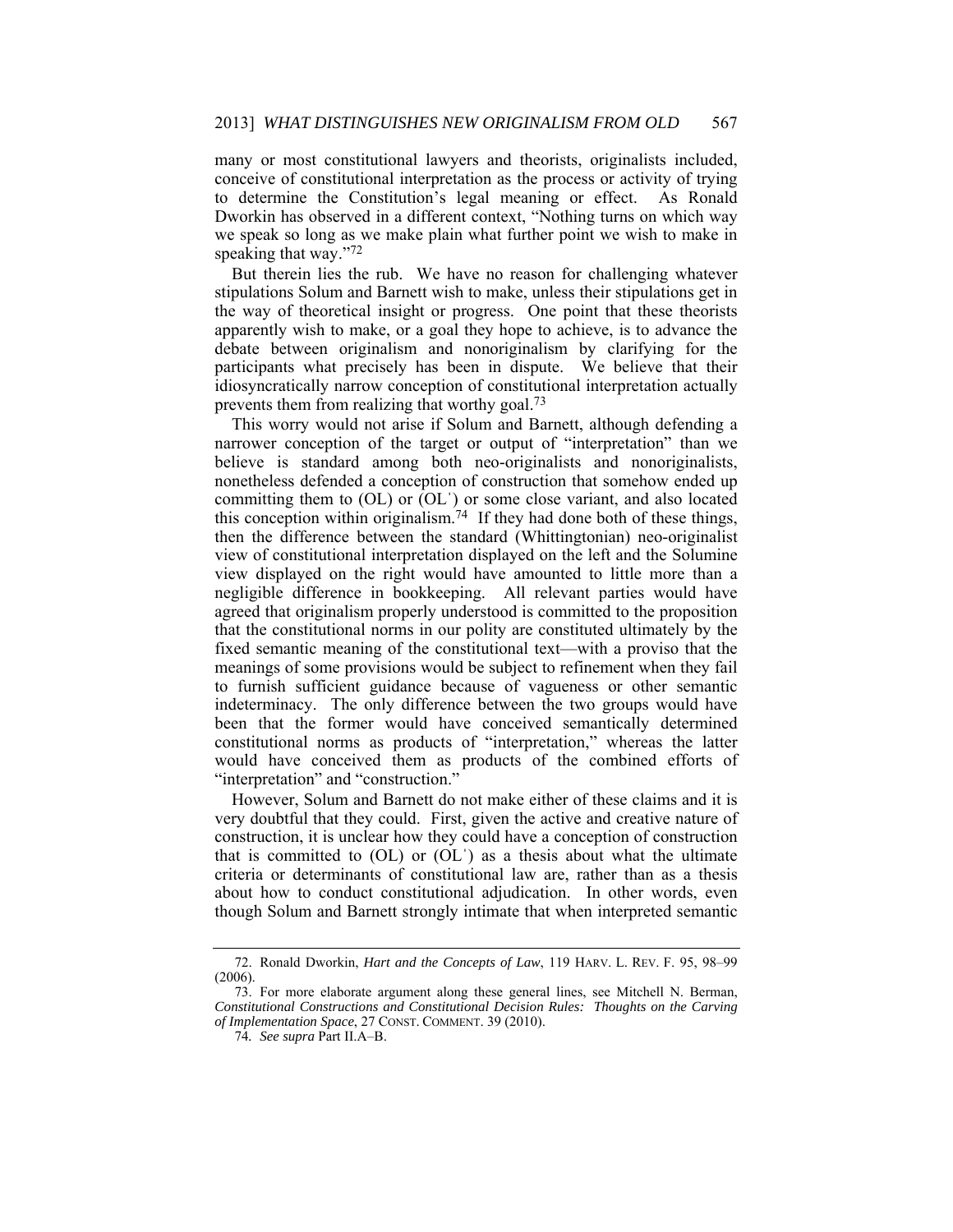many or most constitutional lawyers and theorists, originalists included, conceive of constitutional interpretation as the process or activity of trying to determine the Constitution's legal meaning or effect. As Ronald Dworkin has observed in a different context, "Nothing turns on which way we speak so long as we make plain what further point we wish to make in speaking that way."[72]

But therein lies the rub. We have no reason for challenging whatever stipulations Solum and Barnett wish to make, unless their stipulations get in the way of theoretical insight or progress. One point that these theorists apparently wish to make, or a goal they hope to achieve, is to advance the debate between originalism and nonoriginalism by clarifying for the participants what precisely has been in dispute. We believe that their idiosyncratically narrow conception of constitutional interpretation actually prevents them from realizing that worthy goal.[73]

This worry would not arise if Solum and Barnett, although defending a narrower conception of the target or output of "interpretation" than we believe is standard among both neo-originalists and nonoriginalists, nonetheless defended a conception of construction that somehow ended up committing them to (OL) or (OL') or some close variant, and also located this conception within originalism.[74] If they had done both of these things, then the difference between the standard (Whittingtonian) neo-originalist view of constitutional interpretation displayed on the left and the Solumine view displayed on the right would have amounted to little more than a negligible difference in bookkeeping. All relevant parties would have agreed that originalism properly understood is committed to the proposition that the constitutional norms in our polity are constituted ultimately by the fixed semantic meaning of the constitutional text—with a proviso that the meanings of some provisions would be subject to refinement when they fail to furnish sufficient guidance because of vagueness or other semantic indeterminacy. The only difference between the two groups would have been that the former would have conceived semantically determined constitutional norms as products of "interpretation," whereas the latter would have conceived them as products of the combined efforts of "interpretation" and "construction."

However, Solum and Barnett do not make either of these claims and it is very doubtful that they could. First, given the active and creative nature of construction, it is unclear how they could have a conception of construction that is committed to (OL) or (OL') as a thesis about what the ultimate criteria or determinants of constitutional law are, rather than as a thesis about how to conduct constitutional adjudication. In other words, even though Solum and Barnett strongly intimate that when interpreted semantic

---

72. Ronald Dworkin, *Hart and the Concepts of Law*, 119 HARV. L. REV. F. 95, 98–99 (2006).

73. For more elaborate argument along these general lines, see Mitchell N. Berman, *Constitutional Constructions and Constitutional Decision Rules: Thoughts on the Carving of Implementation Space*, 27 CONST. COMMENT. 39 (2010).

74. *See supra* Part II.A–B.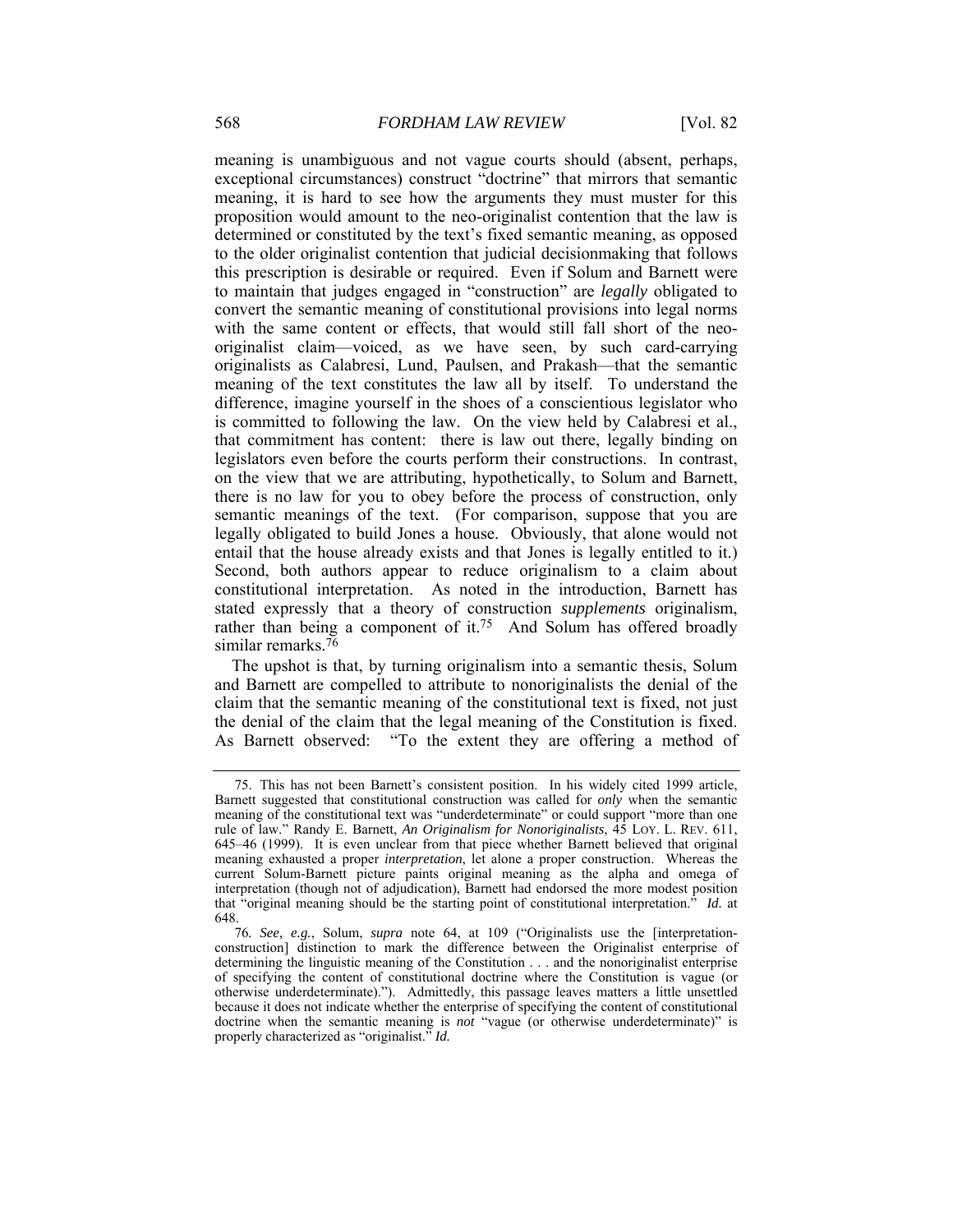meaning is unambiguous and not vague courts should (absent, perhaps, exceptional circumstances) construct "doctrine" that mirrors that semantic meaning, it is hard to see how the arguments they must muster for this proposition would amount to the neo-originalist contention that the law is determined or constituted by the text's fixed semantic meaning, as opposed to the older originalist contention that judicial decisionmaking that follows this prescription is desirable or required. Even if Solum and Barnett were to maintain that judges engaged in "construction" are *legally* obligated to convert the semantic meaning of constitutional provisions into legal norms with the same content or effects, that would still fall short of the neo-originalist claim—voiced, as we have seen, by such card-carrying originalists as Calabresi, Lund, Paulsen, and Prakash—that the semantic meaning of the text constitutes the law all by itself. To understand the difference, imagine yourself in the shoes of a conscientious legislator who is committed to following the law. On the view held by Calabresi et al., that commitment has content: there is law out there, legally binding on legislators even before the courts perform their constructions. In contrast, on the view that we are attributing, hypothetically, to Solum and Barnett, there is no law for you to obey before the process of construction, only semantic meanings of the text. (For comparison, suppose that you are legally obligated to build Jones a house. Obviously, that alone would not entail that the house already exists and that Jones is legally entitled to it.) Second, both authors appear to reduce originalism to a claim about constitutional interpretation. As noted in the introduction, Barnett has stated expressly that a theory of construction *supplements* originalism, rather than being a component of it.[75] And Solum has offered broadly similar remarks.[76]

The upshot is that, by turning originalism into a semantic thesis, Solum and Barnett are compelled to attribute to nonoriginalists the denial of the claim that the semantic meaning of the constitutional text is fixed, not just the denial of the claim that the legal meaning of the Constitution is fixed. As Barnett observed: "To the extent they are offering a method of

---

75. This has not been Barnett's consistent position. In his widely cited 1999 article, Barnett suggested that constitutional construction was called for *only* when the semantic meaning of the constitutional text was "underdeterminate" or could support "more than one rule of law." Randy E. Barnett, *An Originalism for Nonoriginalists*, 45 LOY. L. REV. 611, 645–46 (1999). It is even unclear from that piece whether Barnett believed that original meaning exhausted a proper *interpretation*, let alone a proper construction. Whereas the current Solum-Barnett picture paints original meaning as the alpha and omega of interpretation (though not of adjudication), Barnett had endorsed the more modest position that "original meaning should be the starting point of constitutional interpretation." *Id.* at 648.

76. *See, e.g.*, Solum, *supra* note 64, at 109 ("Originalists use the [interpretation-construction] distinction to mark the difference between the Originalist enterprise of determining the linguistic meaning of the Constitution . . . and the nonoriginalist enterprise of specifying the content of constitutional doctrine where the Constitution is vague (or otherwise underdeterminate)."). Admittedly, this passage leaves matters a little unsettled because it does not indicate whether the enterprise of specifying the content of constitutional doctrine when the semantic meaning is *not* "vague (or otherwise underdeterminate)" is properly characterized as "originalist." *Id.*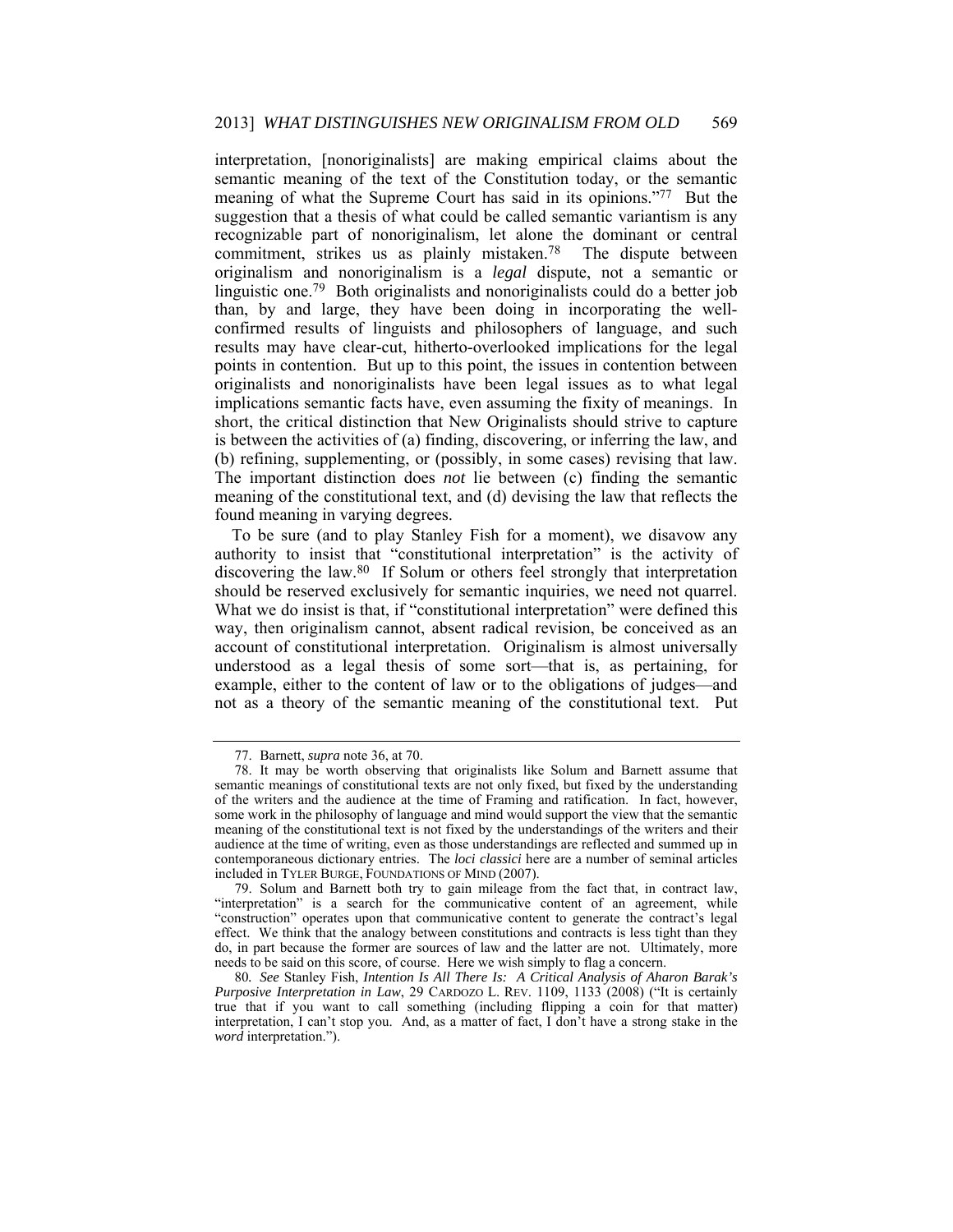interpretation, [nonoriginalists] are making empirical claims about the semantic meaning of the text of the Constitution today, or the semantic meaning of what the Supreme Court has said in its opinions."[77] But the suggestion that a thesis of what could be called semantic variantism is any recognizable part of nonoriginalism, let alone the dominant or central commitment, strikes us as plainly mistaken.[78] The dispute between originalism and nonoriginalism is a *legal* dispute, not a semantic or linguistic one.[79] Both originalists and nonoriginalists could do a better job than, by and large, they have been doing in incorporating the well-confirmed results of linguists and philosophers of language, and such results may have clear-cut, hitherto-overlooked implications for the legal points in contention. But up to this point, the issues in contention between originalists and nonoriginalists have been legal issues as to what legal implications semantic facts have, even assuming the fixity of meanings. In short, the critical distinction that New Originalists should strive to capture is between the activities of (a) finding, discovering, or inferring the law, and (b) refining, supplementing, or (possibly, in some cases) revising that law. The important distinction does *not* lie between (c) finding the semantic meaning of the constitutional text, and (d) devising the law that reflects the found meaning in varying degrees.

To be sure (and to play Stanley Fish for a moment), we disavow any authority to insist that "constitutional interpretation" is the activity of discovering the law.[80] If Solum or others feel strongly that interpretation should be reserved exclusively for semantic inquiries, we need not quarrel. What we do insist is that, if "constitutional interpretation" were defined this way, then originalism cannot, absent radical revision, be conceived as an account of constitutional interpretation. Originalism is almost universally understood as a legal thesis of some sort—that is, as pertaining, for example, either to the content of law or to the obligations of judges—and not as a theory of the semantic meaning of the constitutional text. Put

77. Barnett, *supra* note 36, at 70.

78. It may be worth observing that originalists like Solum and Barnett assume that semantic meanings of constitutional texts are not only fixed, but fixed by the understanding of the writers and the audience at the time of Framing and ratification. In fact, however, some work in the philosophy of language and mind would support the view that the semantic meaning of the constitutional text is not fixed by the understandings of the writers and their audience at the time of writing, even as those understandings are reflected and summed up in contemporaneous dictionary entries. The *loci classici* here are a number of seminal articles included in TYLER BURGE, FOUNDATIONS OF MIND (2007).

79. Solum and Barnett both try to gain mileage from the fact that, in contract law, "interpretation" is a search for the communicative content of an agreement, while "construction" operates upon that communicative content to generate the contract's legal effect. We think that the analogy between constitutions and contracts is less tight than they do, in part because the former are sources of law and the latter are not. Ultimately, more needs to be said on this score, of course. Here we wish simply to flag a concern.

80. *See* Stanley Fish, *Intention Is All There Is: A Critical Analysis of Aharon Barak's Purposive Interpretation in Law*, 29 CARDOZO L. REV. 1109, 1133 (2008) ("It is certainly true that if you want to call something (including flipping a coin for that matter) interpretation, I can't stop you. And, as a matter of fact, I don't have a strong stake in the *word* interpretation.").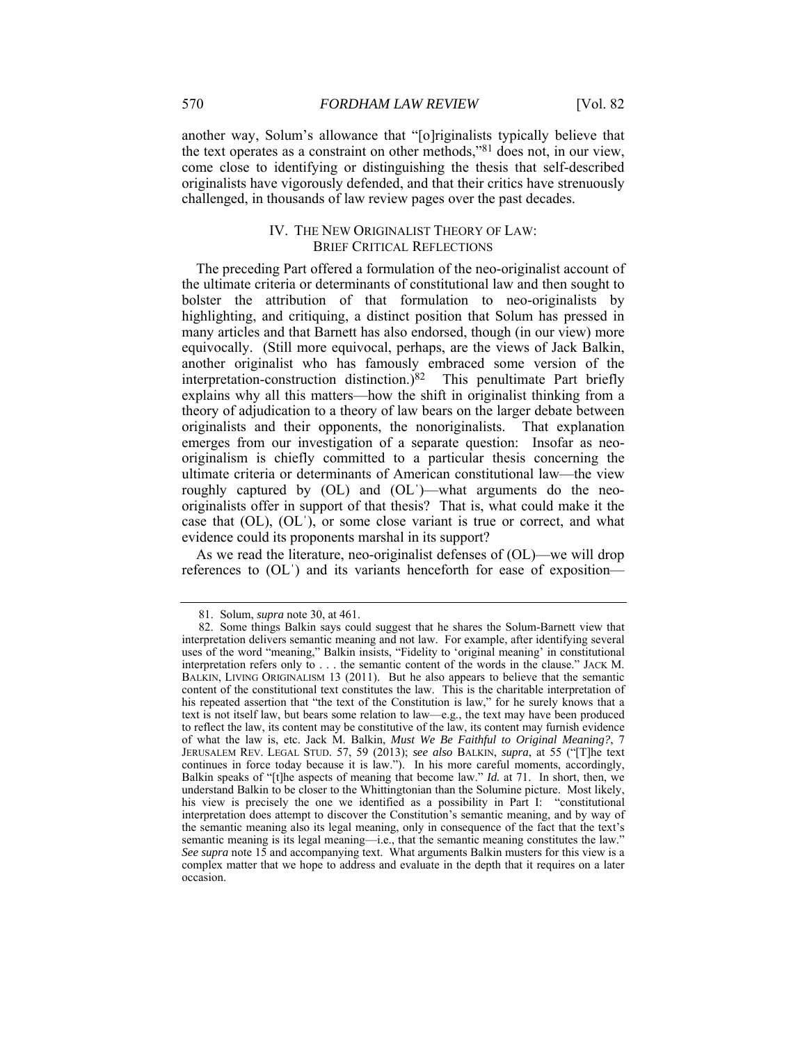another way, Solum's allowance that "[o]riginalists typically believe that the text operates as a constraint on other methods,"[81] does not, in our view, come close to identifying or distinguishing the thesis that self-described originalists have vigorously defended, and that their critics have strenuously challenged, in thousands of law review pages over the past decades.

## IV. THE NEW ORIGINALIST THEORY OF LAW: BRIEF CRITICAL REFLECTIONS

The preceding Part offered a formulation of the neo-originalist account of the ultimate criteria or determinants of constitutional law and then sought to bolster the attribution of that formulation to neo-originalists by highlighting, and critiquing, a distinct position that Solum has pressed in many articles and that Barnett has also endorsed, though (in our view) more equivocally. (Still more equivocal, perhaps, are the views of Jack Balkin, another originalist who has famously embraced some version of the interpretation-construction distinction.)[82] This penultimate Part briefly explains why all this matters—how the shift in originalist thinking from a theory of adjudication to a theory of law bears on the larger debate between originalists and their opponents, the nonoriginalists. That explanation emerges from our investigation of a separate question: Insofar as neo-originalism is chiefly committed to a particular thesis concerning the ultimate criteria or determinants of American constitutional law—the view roughly captured by (OL) and (OLˈ)—what arguments do the neo-originalists offer in support of that thesis? That is, what could make it the case that (OL), (OLˈ), or some close variant is true or correct, and what evidence could its proponents marshal in its support?

As we read the literature, neo-originalist defenses of (OL)—we will drop references to (OLˈ) and its variants henceforth for ease of exposition—

---

81. Solum, *supra* note 30, at 461.

82. Some things Balkin says could suggest that he shares the Solum-Barnett view that interpretation delivers semantic meaning and not law. For example, after identifying several uses of the word "meaning," Balkin insists, "Fidelity to 'original meaning' in constitutional interpretation refers only to . . . the semantic content of the words in the clause." JACK M. BALKIN, LIVING ORIGINALISM 13 (2011). But he also appears to believe that the semantic content of the constitutional text constitutes the law. This is the charitable interpretation of his repeated assertion that "the text of the Constitution is law," for he surely knows that a text is not itself law, but bears some relation to law—e.g., the text may have been produced to reflect the law, its content may be constitutive of the law, its content may furnish evidence of what the law is, etc. Jack M. Balkin, *Must We Be Faithful to Original Meaning?*, 7 JERUSALEM REV. LEGAL STUD. 57, 59 (2013); *see also* BALKIN, *supra*, at 55 ("[T]he text continues in force today because it is law."). In his more careful moments, accordingly, Balkin speaks of "[t]he aspects of meaning that become law." *Id.* at 71. In short, then, we understand Balkin to be closer to the Whittingtonian than the Solumine picture. Most likely, his view is precisely the one we identified as a possibility in Part I: "constitutional interpretation does attempt to discover the Constitution's semantic meaning, and by way of the semantic meaning also its legal meaning, only in consequence of the fact that the text's semantic meaning is its legal meaning—i.e., that the semantic meaning constitutes the law." *See supra* note 15 and accompanying text. What arguments Balkin musters for this view is a complex matter that we hope to address and evaluate in the depth that it requires on a later occasion.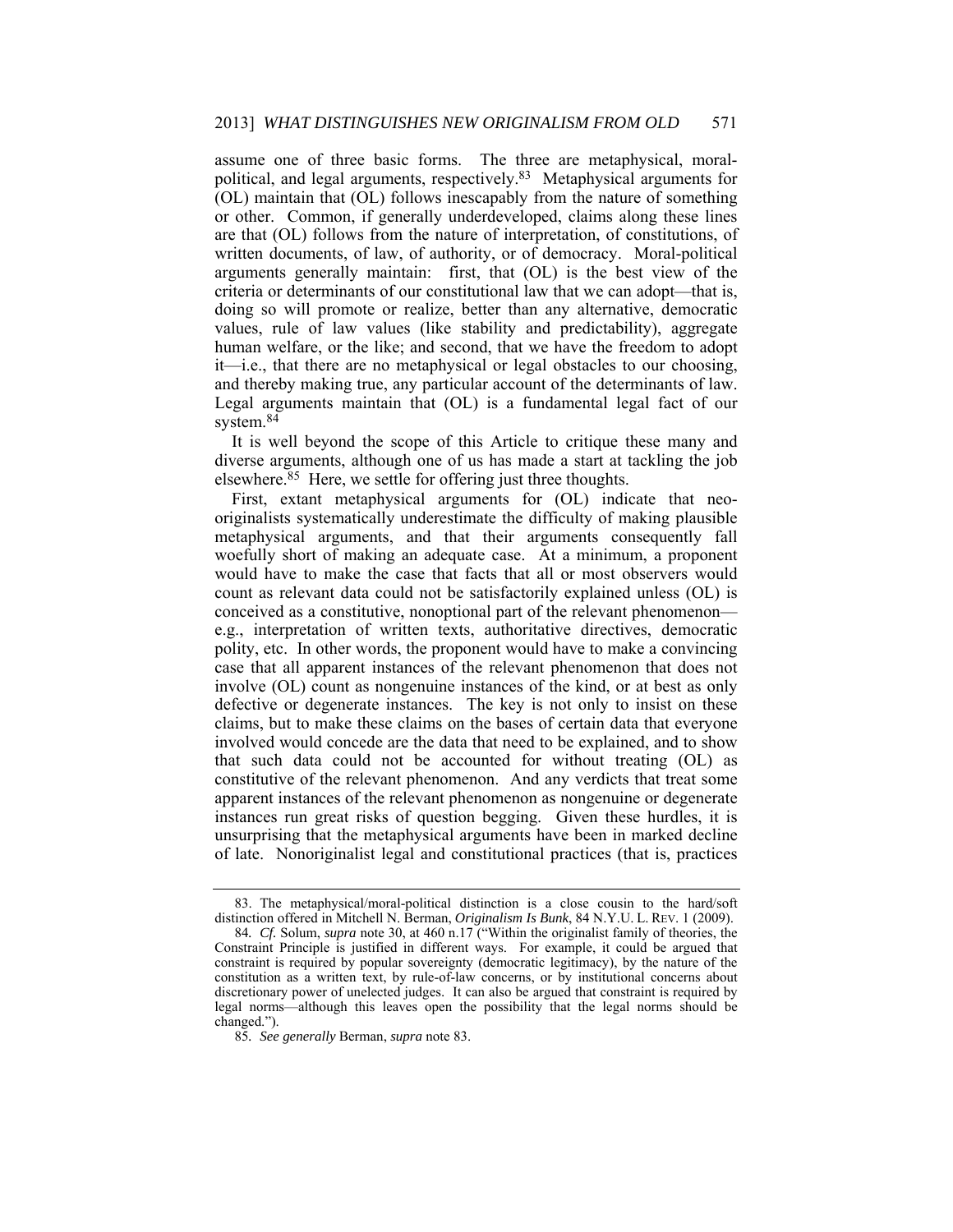assume one of three basic forms. The three are metaphysical, moral-political, and legal arguments, respectively.[83] Metaphysical arguments for (OL) maintain that (OL) follows inescapably from the nature of something or other. Common, if generally underdeveloped, claims along these lines are that (OL) follows from the nature of interpretation, of constitutions, of written documents, of law, of authority, or of democracy. Moral-political arguments generally maintain: first, that (OL) is the best view of the criteria or determinants of our constitutional law that we can adopt—that is, doing so will promote or realize, better than any alternative, democratic values, rule of law values (like stability and predictability), aggregate human welfare, or the like; and second, that we have the freedom to adopt it—i.e., that there are no metaphysical or legal obstacles to our choosing, and thereby making true, any particular account of the determinants of law. Legal arguments maintain that (OL) is a fundamental legal fact of our system.[84]

It is well beyond the scope of this Article to critique these many and diverse arguments, although one of us has made a start at tackling the job elsewhere.[85] Here, we settle for offering just three thoughts.

First, extant metaphysical arguments for (OL) indicate that neo-originalists systematically underestimate the difficulty of making plausible metaphysical arguments, and that their arguments consequently fall woefully short of making an adequate case. At a minimum, a proponent would have to make the case that facts that all or most observers would count as relevant data could not be satisfactorily explained unless (OL) is conceived as a constitutive, nonoptional part of the relevant phenomenon—e.g., interpretation of written texts, authoritative directives, democratic polity, etc. In other words, the proponent would have to make a convincing case that all apparent instances of the relevant phenomenon that does not involve (OL) count as nongenuine instances of the kind, or at best as only defective or degenerate instances. The key is not only to insist on these claims, but to make these claims on the bases of certain data that everyone involved would concede are the data that need to be explained, and to show that such data could not be accounted for without treating (OL) as constitutive of the relevant phenomenon. And any verdicts that treat some apparent instances of the relevant phenomenon as nongenuine or degenerate instances run great risks of question begging. Given these hurdles, it is unsurprising that the metaphysical arguments have been in marked decline of late. Nonoriginalist legal and constitutional practices (that is, practices

---

83. The metaphysical/moral-political distinction is a close cousin to the hard/soft distinction offered in Mitchell N. Berman, *Originalism Is Bunk*, 84 N.Y.U. L. REV. 1 (2009).

84. *Cf.* Solum, *supra* note 30, at 460 n.17 ("Within the originalist family of theories, the Constraint Principle is justified in different ways. For example, it could be argued that constraint is required by popular sovereignty (democratic legitimacy), by the nature of the constitution as a written text, by rule-of-law concerns, or by institutional concerns about discretionary power of unelected judges. It can also be argued that constraint is required by legal norms—although this leaves open the possibility that the legal norms should be changed.").

85. *See generally* Berman, *supra* note 83.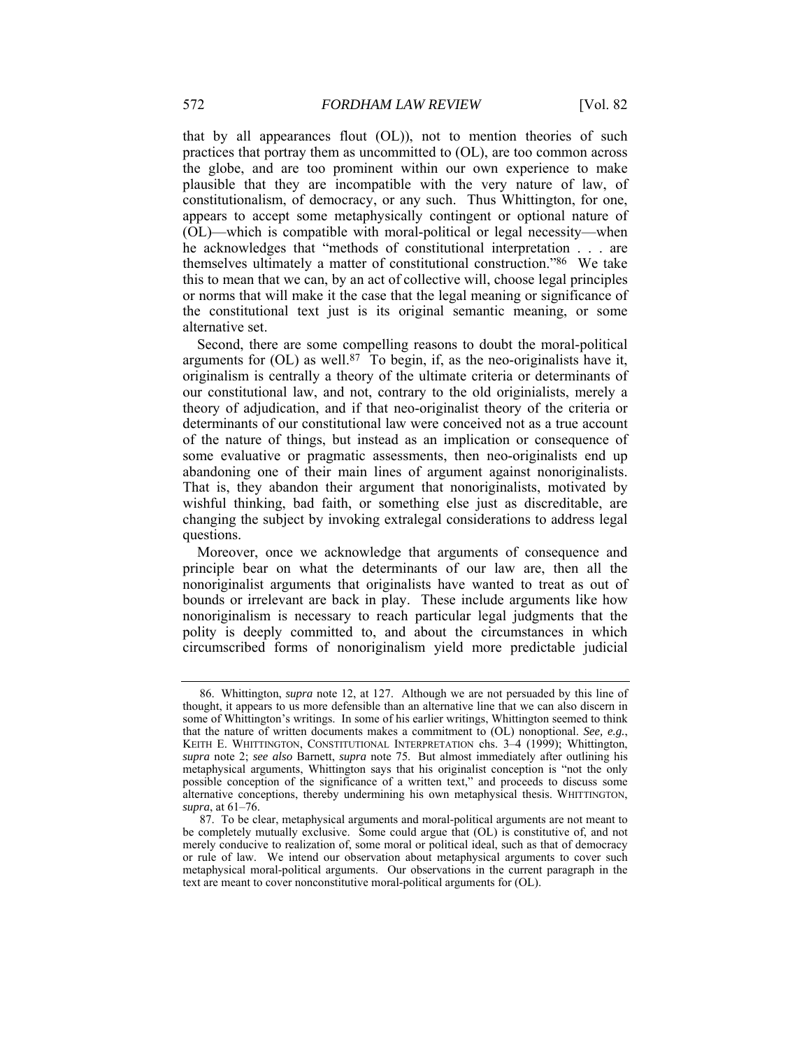that by all appearances flout (OL)), not to mention theories of such practices that portray them as uncommitted to (OL), are too common across the globe, and are too prominent within our own experience to make plausible that they are incompatible with the very nature of law, of constitutionalism, of democracy, or any such. Thus Whittington, for one, appears to accept some metaphysically contingent or optional nature of (OL)—which is compatible with moral-political or legal necessity—when he acknowledges that "methods of constitutional interpretation . . . are themselves ultimately a matter of constitutional construction."[86] We take this to mean that we can, by an act of collective will, choose legal principles or norms that will make it the case that the legal meaning or significance of the constitutional text just is its original semantic meaning, or some alternative set.

Second, there are some compelling reasons to doubt the moral-political arguments for (OL) as well.[87] To begin, if, as the neo-originalists have it, originalism is centrally a theory of the ultimate criteria or determinants of our constitutional law, and not, contrary to the old originialists, merely a theory of adjudication, and if that neo-originalist theory of the criteria or determinants of our constitutional law were conceived not as a true account of the nature of things, but instead as an implication or consequence of some evaluative or pragmatic assessments, then neo-originalists end up abandoning one of their main lines of argument against nonoriginalists. That is, they abandon their argument that nonoriginalists, motivated by wishful thinking, bad faith, or something else just as discreditable, are changing the subject by invoking extralegal considerations to address legal questions.

Moreover, once we acknowledge that arguments of consequence and principle bear on what the determinants of our law are, then all the nonoriginalist arguments that originalists have wanted to treat as out of bounds or irrelevant are back in play. These include arguments like how nonoriginalism is necessary to reach particular legal judgments that the polity is deeply committed to, and about the circumstances in which circumscribed forms of nonoriginalism yield more predictable judicial

---

86. Whittington, *supra* note 12, at 127. Although we are not persuaded by this line of thought, it appears to us more defensible than an alternative line that we can also discern in some of Whittington's writings. In some of his earlier writings, Whittington seemed to think that the nature of written documents makes a commitment to (OL) nonoptional. *See, e.g.*, KEITH E. WHITTINGTON, CONSTITUTIONAL INTERPRETATION chs. 3–4 (1999); Whittington, *supra* note 2; *see also* Barnett, *supra* note 75. But almost immediately after outlining his metaphysical arguments, Whittington says that his originalist conception is "not the only possible conception of the significance of a written text," and proceeds to discuss some alternative conceptions, thereby undermining his own metaphysical thesis. WHITTINGTON, *supra*, at 61–76.

87. To be clear, metaphysical arguments and moral-political arguments are not meant to be completely mutually exclusive. Some could argue that (OL) is constitutive of, and not merely conducive to realization of, some moral or political ideal, such as that of democracy or rule of law. We intend our observation about metaphysical arguments to cover such metaphysical moral-political arguments. Our observations in the current paragraph in the text are meant to cover nonconstitutive moral-political arguments for (OL).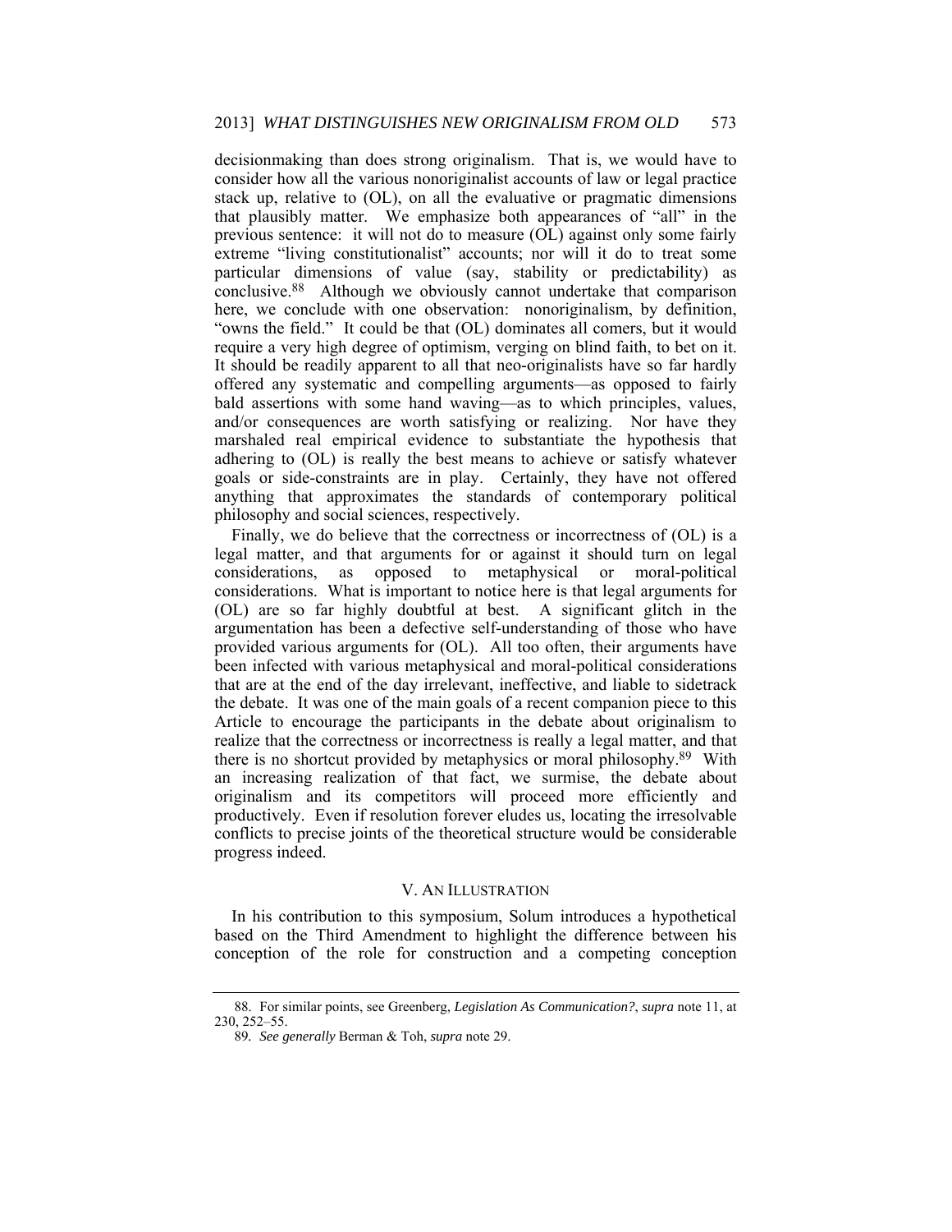decisionmaking than does strong originalism. That is, we would have to consider how all the various nonoriginalist accounts of law or legal practice stack up, relative to (OL), on all the evaluative or pragmatic dimensions that plausibly matter. We emphasize both appearances of "all" in the previous sentence: it will not do to measure (OL) against only some fairly extreme "living constitutionalist" accounts; nor will it do to treat some particular dimensions of value (say, stability or predictability) as conclusive.[88] Although we obviously cannot undertake that comparison here, we conclude with one observation: nonoriginalism, by definition, "owns the field." It could be that (OL) dominates all comers, but it would require a very high degree of optimism, verging on blind faith, to bet on it. It should be readily apparent to all that neo-originalists have so far hardly offered any systematic and compelling arguments—as opposed to fairly bald assertions with some hand waving—as to which principles, values, and/or consequences are worth satisfying or realizing. Nor have they marshaled real empirical evidence to substantiate the hypothesis that adhering to (OL) is really the best means to achieve or satisfy whatever goals or side-constraints are in play. Certainly, they have not offered anything that approximates the standards of contemporary political philosophy and social sciences, respectively.

Finally, we do believe that the correctness or incorrectness of (OL) is a legal matter, and that arguments for or against it should turn on legal considerations, as opposed to metaphysical or moral-political considerations. What is important to notice here is that legal arguments for (OL) are so far highly doubtful at best. A significant glitch in the argumentation has been a defective self-understanding of those who have provided various arguments for (OL). All too often, their arguments have been infected with various metaphysical and moral-political considerations that are at the end of the day irrelevant, ineffective, and liable to sidetrack the debate. It was one of the main goals of a recent companion piece to this Article to encourage the participants in the debate about originalism to realize that the correctness or incorrectness is really a legal matter, and that there is no shortcut provided by metaphysics or moral philosophy.[89] With an increasing realization of that fact, we surmise, the debate about originalism and its competitors will proceed more efficiently and productively. Even if resolution forever eludes us, locating the irresolvable conflicts to precise joints of the theoretical structure would be considerable progress indeed.

## V. AN ILLUSTRATION

In his contribution to this symposium, Solum introduces a hypothetical based on the Third Amendment to highlight the difference between his conception of the role for construction and a competing conception

---

88. For similar points, see Greenberg, *Legislation As Communication?*, *supra* note 11, at 230, 252–55.

89. *See generally* Berman & Toh, *supra* note 29.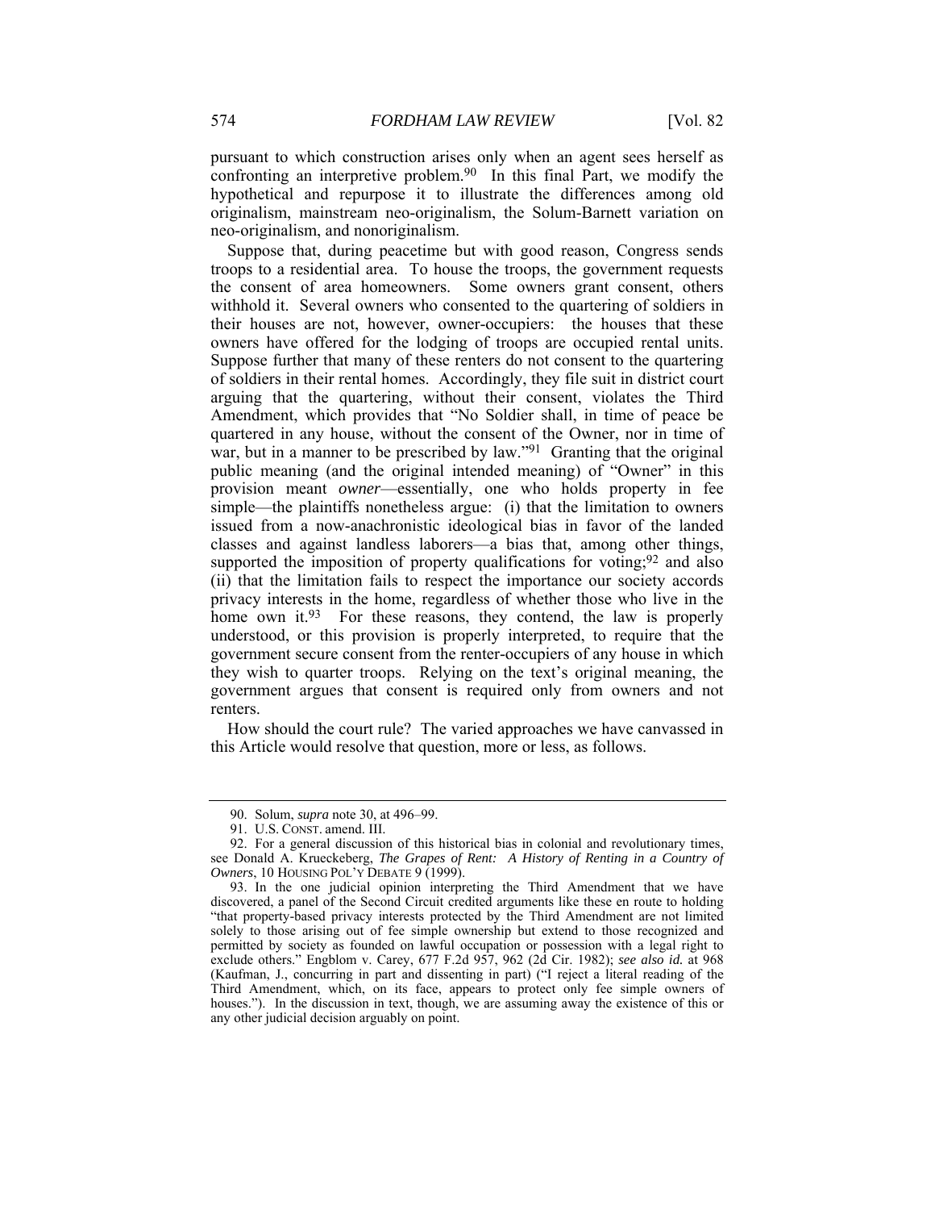pursuant to which construction arises only when an agent sees herself as confronting an interpretive problem.[90] In this final Part, we modify the hypothetical and repurpose it to illustrate the differences among old originalism, mainstream neo-originalism, the Solum-Barnett variation on neo-originalism, and nonoriginalism.

Suppose that, during peacetime but with good reason, Congress sends troops to a residential area. To house the troops, the government requests the consent of area homeowners. Some owners grant consent, others withhold it. Several owners who consented to the quartering of soldiers in their houses are not, however, owner-occupiers: the houses that these owners have offered for the lodging of troops are occupied rental units. Suppose further that many of these renters do not consent to the quartering of soldiers in their rental homes. Accordingly, they file suit in district court arguing that the quartering, without their consent, violates the Third Amendment, which provides that "No Soldier shall, in time of peace be quartered in any house, without the consent of the Owner, nor in time of war, but in a manner to be prescribed by law."[91] Granting that the original public meaning (and the original intended meaning) of "Owner" in this provision meant *owner*—essentially, one who holds property in fee simple—the plaintiffs nonetheless argue: (i) that the limitation to owners issued from a now-anachronistic ideological bias in favor of the landed classes and against landless laborers—a bias that, among other things, supported the imposition of property qualifications for voting;[92] and also (ii) that the limitation fails to respect the importance our society accords privacy interests in the home, regardless of whether those who live in the home own it.[93] For these reasons, they contend, the law is properly understood, or this provision is properly interpreted, to require that the government secure consent from the renter-occupiers of any house in which they wish to quarter troops. Relying on the text's original meaning, the government argues that consent is required only from owners and not renters.

How should the court rule? The varied approaches we have canvassed in this Article would resolve that question, more or less, as follows.

---

90. Solum, *supra* note 30, at 496–99.

91. U.S. CONST. amend. III.

92. For a general discussion of this historical bias in colonial and revolutionary times, see Donald A. Krueckeberg, *The Grapes of Rent: A History of Renting in a Country of Owners*, 10 HOUSING POL'Y DEBATE 9 (1999).

93. In the one judicial opinion interpreting the Third Amendment that we have discovered, a panel of the Second Circuit credited arguments like these en route to holding "that property-based privacy interests protected by the Third Amendment are not limited solely to those arising out of fee simple ownership but extend to those recognized and permitted by society as founded on lawful occupation or possession with a legal right to exclude others." Engblom v. Carey, 677 F.2d 957, 962 (2d Cir. 1982); *see also id.* at 968 (Kaufman, J., concurring in part and dissenting in part) ("I reject a literal reading of the Third Amendment, which, on its face, appears to protect only fee simple owners of houses."). In the discussion in text, though, we are assuming away the existence of this or any other judicial decision arguably on point.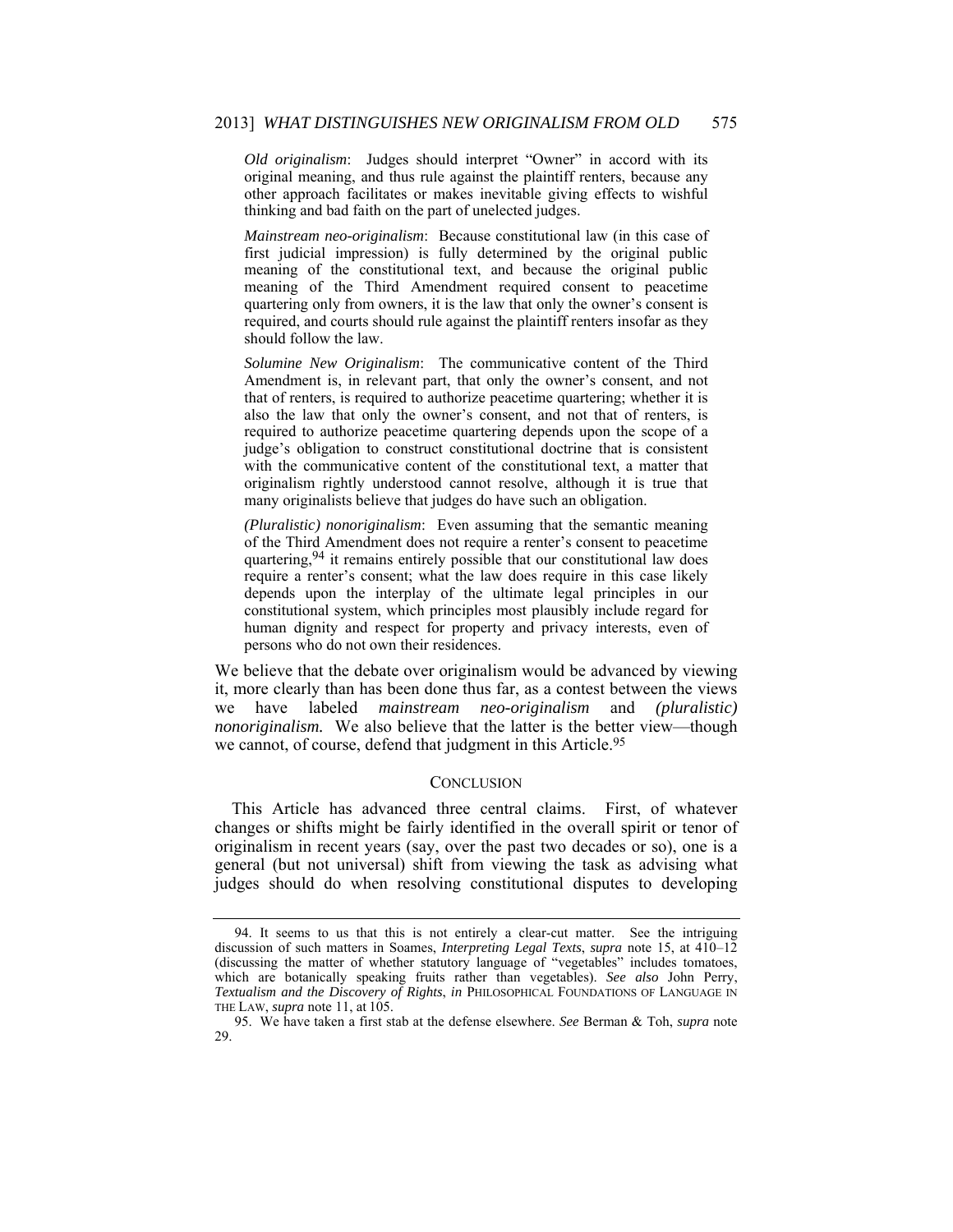*Old originalism*: Judges should interpret "Owner" in accord with its original meaning, and thus rule against the plaintiff renters, because any other approach facilitates or makes inevitable giving effects to wishful thinking and bad faith on the part of unelected judges.

*Mainstream neo-originalism*: Because constitutional law (in this case of first judicial impression) is fully determined by the original public meaning of the constitutional text, and because the original public meaning of the Third Amendment required consent to peacetime quartering only from owners, it is the law that only the owner's consent is required, and courts should rule against the plaintiff renters insofar as they should follow the law.

*Solumine New Originalism*: The communicative content of the Third Amendment is, in relevant part, that only the owner's consent, and not that of renters, is required to authorize peacetime quartering; whether it is also the law that only the owner's consent, and not that of renters, is required to authorize peacetime quartering depends upon the scope of a judge's obligation to construct constitutional doctrine that is consistent with the communicative content of the constitutional text, a matter that originalism rightly understood cannot resolve, although it is true that many originalists believe that judges do have such an obligation.

*(Pluralistic) nonoriginalism*: Even assuming that the semantic meaning of the Third Amendment does not require a renter's consent to peacetime quartering,[94] it remains entirely possible that our constitutional law does require a renter's consent; what the law does require in this case likely depends upon the interplay of the ultimate legal principles in our constitutional system, which principles most plausibly include regard for human dignity and respect for property and privacy interests, even of persons who do not own their residences.

We believe that the debate over originalism would be advanced by viewing it, more clearly than has been done thus far, as a contest between the views we have labeled *mainstream neo-originalism* and *(pluralistic) nonoriginalism.* We also believe that the latter is the better view—though we cannot, of course, defend that judgment in this Article.[95]

## CONCLUSION

This Article has advanced three central claims. First, of whatever changes or shifts might be fairly identified in the overall spirit or tenor of originalism in recent years (say, over the past two decades or so), one is a general (but not universal) shift from viewing the task as advising what judges should do when resolving constitutional disputes to developing

---

94. It seems to us that this is not entirely a clear-cut matter. See the intriguing discussion of such matters in Soames, *Interpreting Legal Texts*, *supra* note 15, at 410–12 (discussing the matter of whether statutory language of "vegetables" includes tomatoes, which are botanically speaking fruits rather than vegetables). *See also* John Perry, *Textualism and the Discovery of Rights*, *in* PHILOSOPHICAL FOUNDATIONS OF LANGUAGE IN THE LAW, *supra* note 11, at 105.

95. We have taken a first stab at the defense elsewhere. *See* Berman & Toh, *supra* note 29.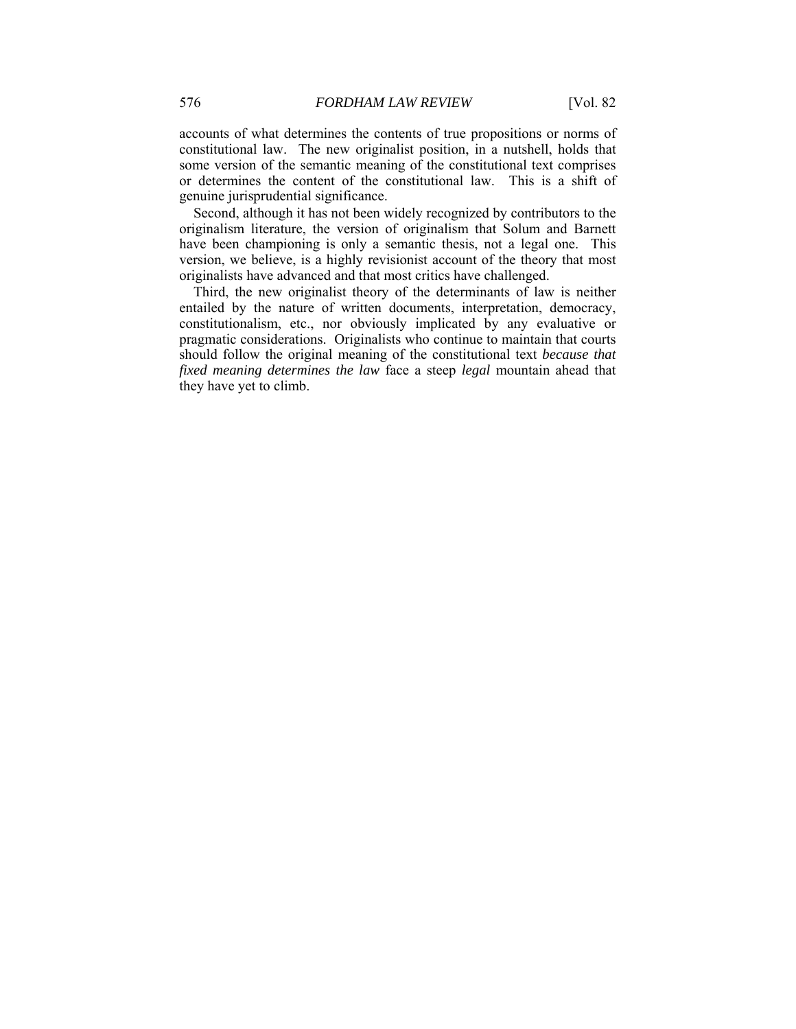accounts of what determines the contents of true propositions or norms of constitutional law. The new originalist position, in a nutshell, holds that some version of the semantic meaning of the constitutional text comprises or determines the content of the constitutional law. This is a shift of genuine jurisprudential significance.

Second, although it has not been widely recognized by contributors to the originalism literature, the version of originalism that Solum and Barnett have been championing is only a semantic thesis, not a legal one. This version, we believe, is a highly revisionist account of the theory that most originalists have advanced and that most critics have challenged.

Third, the new originalist theory of the determinants of law is neither entailed by the nature of written documents, interpretation, democracy, constitutionalism, etc., nor obviously implicated by any evaluative or pragmatic considerations. Originalists who continue to maintain that courts should follow the original meaning of the constitutional text *because that fixed meaning determines the law* face a steep *legal* mountain ahead that they have yet to climb.